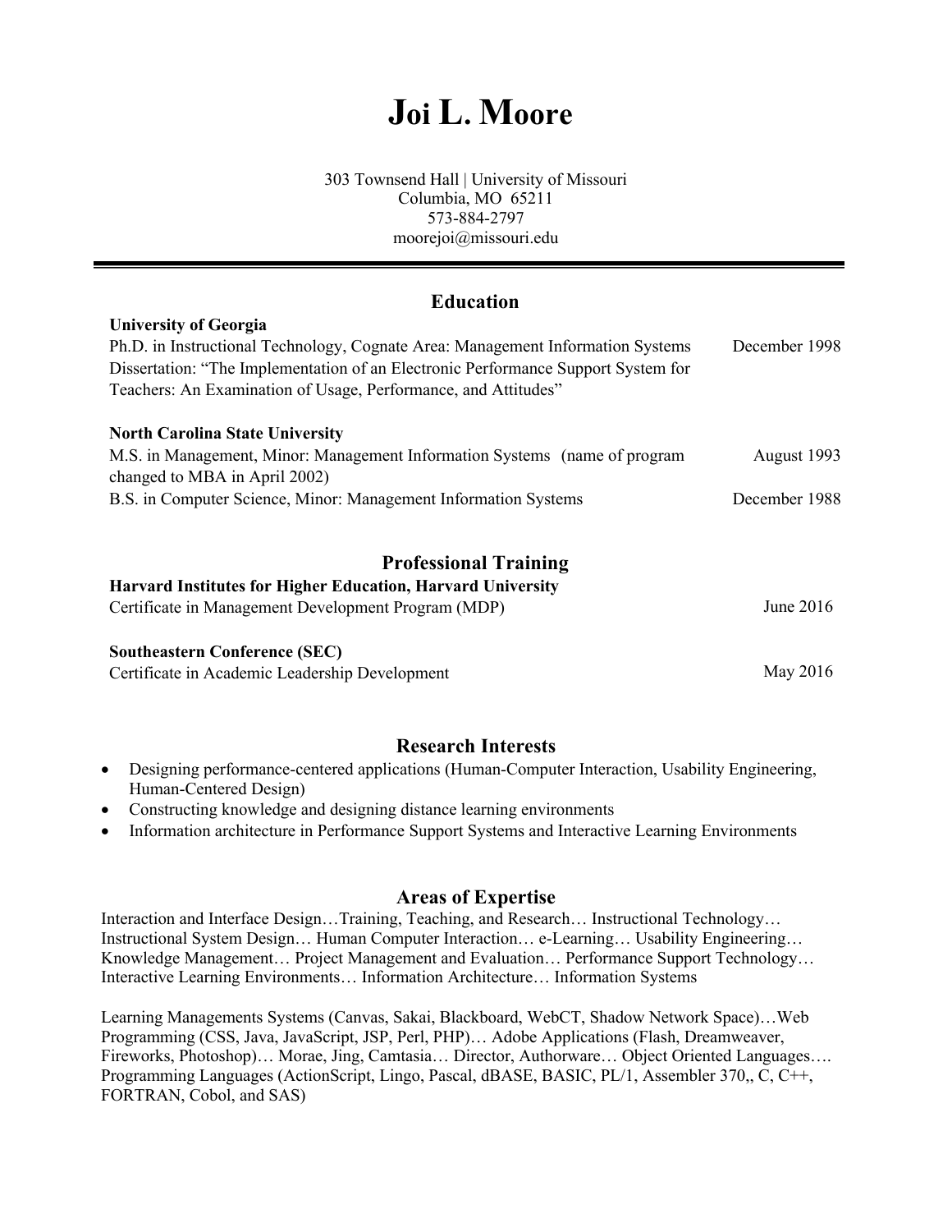# Joi L. Moore

303 Townsend Hall | University of Missouri
Columbia, MO 65211
573-884-2797
moorejoi@missouri.edu

---

## Education

**University of Georgia**
Ph.D. in Instructional Technology, Cognate Area: Management Information Systems — December 1998
Dissertation: "The Implementation of an Electronic Performance Support System for Teachers: An Examination of Usage, Performance, and Attitudes"

**North Carolina State University**
M.S. in Management, Minor: Management Information Systems (name of program changed to MBA in April 2002) — August 1993
B.S. in Computer Science, Minor: Management Information Systems — December 1988

## Professional Training

**Harvard Institutes for Higher Education, Harvard University**
Certificate in Management Development Program (MDP) — June 2016

**Southeastern Conference (SEC)**
Certificate in Academic Leadership Development — May 2016

## Research Interests

- Designing performance-centered applications (Human-Computer Interaction, Usability Engineering, Human-Centered Design)
- Constructing knowledge and designing distance learning environments
- Information architecture in Performance Support Systems and Interactive Learning Environments

## Areas of Expertise

Interaction and Interface Design…Training, Teaching, and Research… Instructional Technology… Instructional System Design… Human Computer Interaction… e-Learning… Usability Engineering… Knowledge Management… Project Management and Evaluation… Performance Support Technology… Interactive Learning Environments… Information Architecture… Information Systems

Learning Managements Systems (Canvas, Sakai, Blackboard, WebCT, Shadow Network Space)…Web Programming (CSS, Java, JavaScript, JSP, Perl, PHP)… Adobe Applications (Flash, Dreamweaver, Fireworks, Photoshop)… Morae, Jing, Camtasia… Director, Authorware… Object Oriented Languages…. Programming Languages (ActionScript, Lingo, Pascal, dBASE, BASIC, PL/1, Assembler 370,, C, C++, FORTRAN, Cobol, and SAS)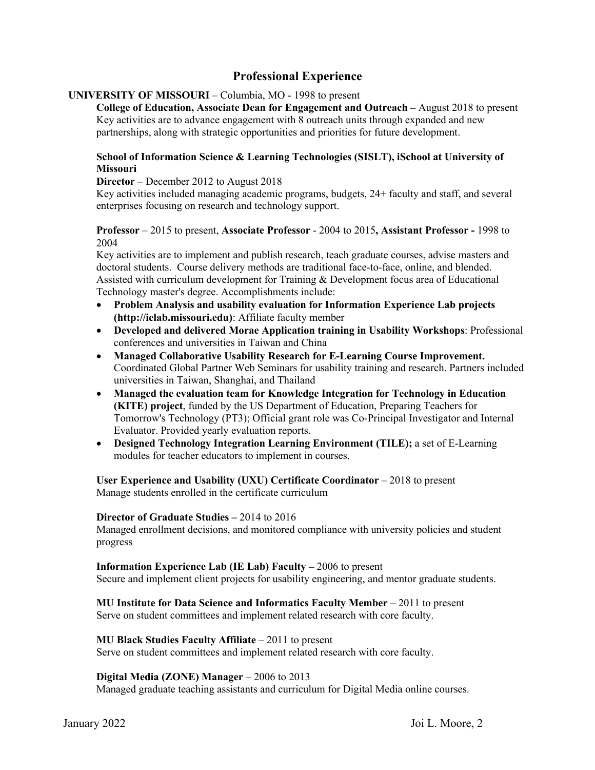## Professional Experience

**UNIVERSITY OF MISSOURI** – Columbia, MO - 1998 to present

**College of Education, Associate Dean for Engagement and Outreach –** August 2018 to present
Key activities are to advance engagement with 8 outreach units through expanded and new partnerships, along with strategic opportunities and priorities for future development.

**School of Information Science & Learning Technologies (SISLT), iSchool at University of Missouri**
**Director** – December 2012 to August 2018
Key activities included managing academic programs, budgets, 24+ faculty and staff, and several enterprises focusing on research and technology support.

**Professor** – 2015 to present, **Associate Professor** - 2004 to 2015**, Assistant Professor -** 1998 to 2004
Key activities are to implement and publish research, teach graduate courses, advise masters and doctoral students. Course delivery methods are traditional face-to-face, online, and blended. Assisted with curriculum development for Training & Development focus area of Educational Technology master's degree. Accomplishments include:

- **Problem Analysis and usability evaluation for Information Experience Lab projects (http://ielab.missouri.edu)**: Affiliate faculty member
- **Developed and delivered Morae Application training in Usability Workshops**: Professional conferences and universities in Taiwan and China
- **Managed Collaborative Usability Research for E-Learning Course Improvement.** Coordinated Global Partner Web Seminars for usability training and research. Partners included universities in Taiwan, Shanghai, and Thailand
- **Managed the evaluation team for Knowledge Integration for Technology in Education (KITE) project**, funded by the US Department of Education, Preparing Teachers for Tomorrow's Technology (PT3); Official grant role was Co-Principal Investigator and Internal Evaluator. Provided yearly evaluation reports.
- **Designed Technology Integration Learning Environment (TILE);** a set of E-Learning modules for teacher educators to implement in courses.

**User Experience and Usability (UXU) Certificate Coordinator** – 2018 to present
Manage students enrolled in the certificate curriculum

**Director of Graduate Studies –** 2014 to 2016
Managed enrollment decisions, and monitored compliance with university policies and student progress

**Information Experience Lab (IE Lab) Faculty –** 2006 to present
Secure and implement client projects for usability engineering, and mentor graduate students.

**MU Institute for Data Science and Informatics Faculty Member** – 2011 to present
Serve on student committees and implement related research with core faculty.

**MU Black Studies Faculty Affiliate** – 2011 to present
Serve on student committees and implement related research with core faculty.

**Digital Media (ZONE) Manager** – 2006 to 2013
Managed graduate teaching assistants and curriculum for Digital Media online courses.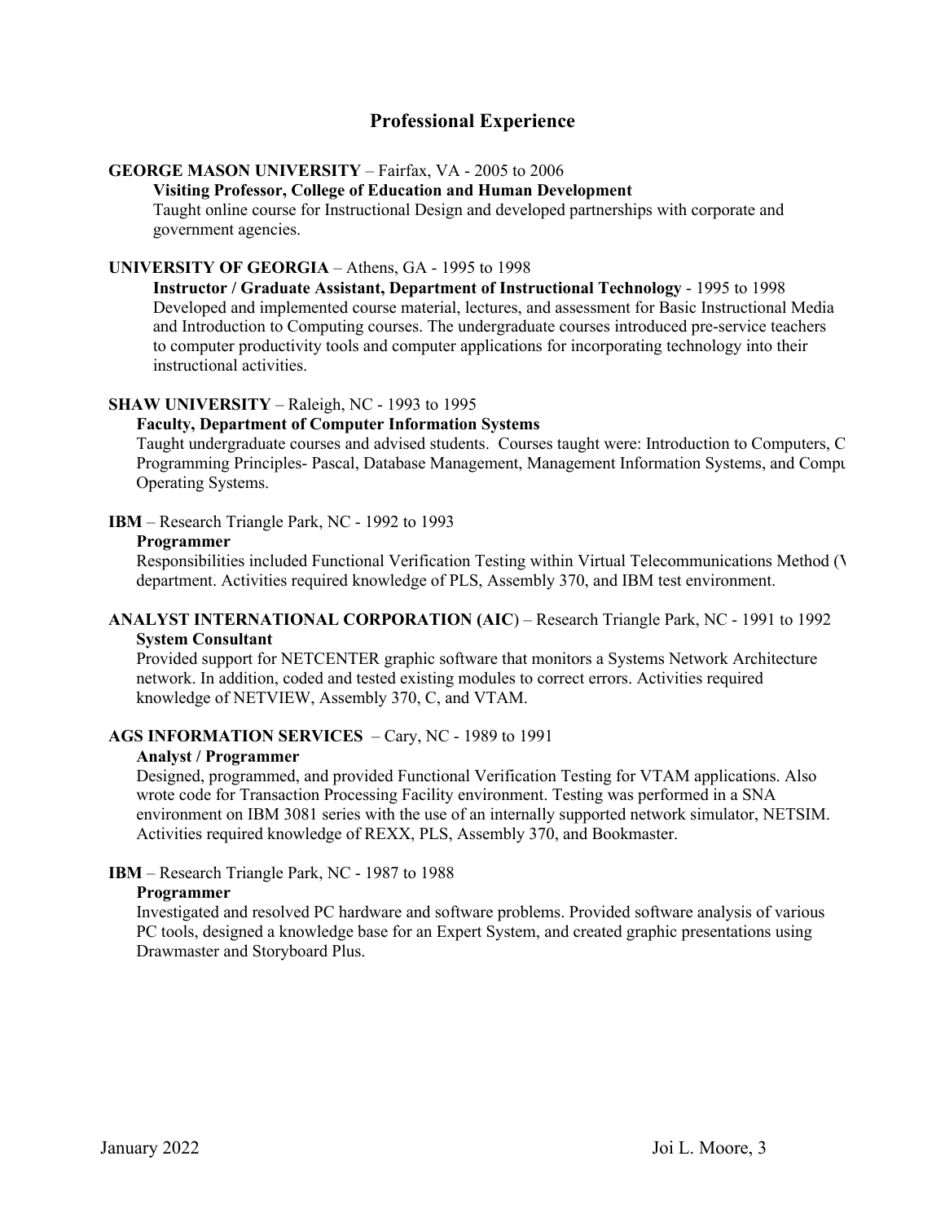## Professional Experience

**GEORGE MASON UNIVERSITY** – Fairfax, VA - 2005 to 2006

**Visiting Professor, College of Education and Human Development**

Taught online course for Instructional Design and developed partnerships with corporate and government agencies.

**UNIVERSITY OF GEORGIA** – Athens, GA - 1995 to 1998

**Instructor / Graduate Assistant, Department of Instructional Technology** - 1995 to 1998

Developed and implemented course material, lectures, and assessment for Basic Instructional Media and Introduction to Computing courses. The undergraduate courses introduced pre-service teachers to computer productivity tools and computer applications for incorporating technology into their instructional activities.

**SHAW UNIVERSITY** – Raleigh, NC - 1993 to 1995

**Faculty, Department of Computer Information Systems**

Taught undergraduate courses and advised students. Courses taught were: Introduction to Computers, C Programming Principles- Pascal, Database Management, Management Information Systems, and Compu Operating Systems.

**IBM** – Research Triangle Park, NC - 1992 to 1993

**Programmer**

Responsibilities included Functional Verification Testing within Virtual Telecommunications Method (V department. Activities required knowledge of PLS, Assembly 370, and IBM test environment.

**ANALYST INTERNATIONAL CORPORATION (AIC**) – Research Triangle Park, NC - 1991 to 1992

**System Consultant**

Provided support for NETCENTER graphic software that monitors a Systems Network Architecture network. In addition, coded and tested existing modules to correct errors. Activities required knowledge of NETVIEW, Assembly 370, C, and VTAM.

**AGS INFORMATION SERVICES** – Cary, NC - 1989 to 1991

**Analyst / Programmer**

Designed, programmed, and provided Functional Verification Testing for VTAM applications. Also wrote code for Transaction Processing Facility environment. Testing was performed in a SNA environment on IBM 3081 series with the use of an internally supported network simulator, NETSIM. Activities required knowledge of REXX, PLS, Assembly 370, and Bookmaster.

**IBM** – Research Triangle Park, NC - 1987 to 1988

**Programmer**

Investigated and resolved PC hardware and software problems. Provided software analysis of various PC tools, designed a knowledge base for an Expert System, and created graphic presentations using Drawmaster and Storyboard Plus.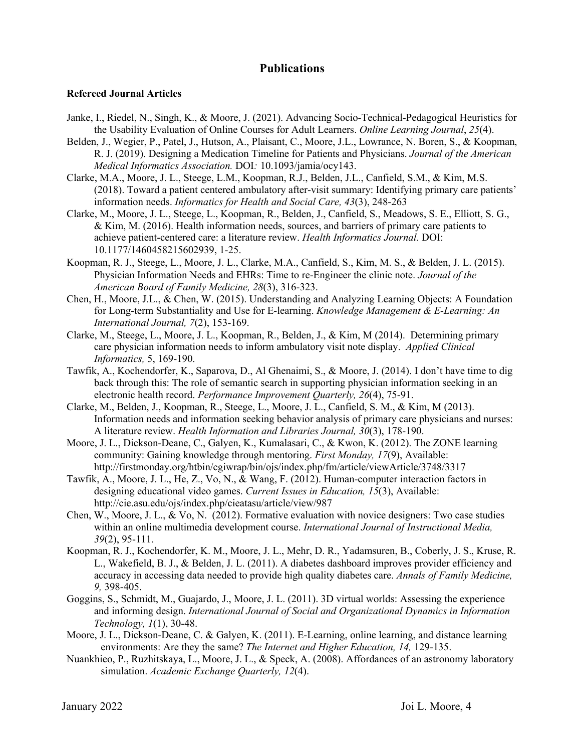# Publications

### Refereed Journal Articles

Janke, I., Riedel, N., Singh, K., & Moore, J. (2021). Advancing Socio-Technical-Pedagogical Heuristics for the Usability Evaluation of Online Courses for Adult Learners. *Online Learning Journal*, *25*(4).

Belden, J., Wegier, P., Patel, J., Hutson, A., Plaisant, C., Moore, J.L., Lowrance, N. Boren, S., & Koopman, R. J. (2019). Designing a Medication Timeline for Patients and Physicians. *Journal of the American Medical Informatics Association.* DOI*:* 10.1093/jamia/ocy143.

Clarke, M.A., Moore, J. L., Steege, L.M., Koopman, R.J., Belden, J.L., Canfield, S.M., & Kim, M.S. (2018). Toward a patient centered ambulatory after-visit summary: Identifying primary care patients' information needs. *Informatics for Health and Social Care, 43*(3), 248-263

Clarke, M., Moore, J. L., Steege, L., Koopman, R., Belden, J., Canfield, S., Meadows, S. E., Elliott, S. G., & Kim, M. (2016). Health information needs, sources, and barriers of primary care patients to achieve patient-centered care: a literature review. *Health Informatics Journal.* DOI: 10.1177/1460458215602939, 1-25.

Koopman, R. J., Steege, L., Moore, J. L., Clarke, M.A., Canfield, S., Kim, M. S., & Belden, J. L. (2015). Physician Information Needs and EHRs: Time to re-Engineer the clinic note. *Journal of the American Board of Family Medicine, 28*(3), 316-323.

Chen, H., Moore, J.L., & Chen, W. (2015). Understanding and Analyzing Learning Objects: A Foundation for Long-term Substantiality and Use for E-learning. *Knowledge Management & E-Learning: An International Journal, 7*(2), 153-169.

Clarke, M., Steege, L., Moore, J. L., Koopman, R., Belden, J., & Kim, M (2014). Determining primary care physician information needs to inform ambulatory visit note display. *Applied Clinical Informatics,* 5, 169-190.

Tawfik, A., Kochendorfer, K., Saparova, D., Al Ghenaimi, S., & Moore, J. (2014). I don't have time to dig back through this: The role of semantic search in supporting physician information seeking in an electronic health record. *Performance Improvement Quarterly, 26*(4), 75-91.

Clarke, M., Belden, J., Koopman, R., Steege, L., Moore, J. L., Canfield, S. M., & Kim, M (2013). Information needs and information seeking behavior analysis of primary care physicians and nurses: A literature review. *Health Information and Libraries Journal, 30*(3), 178-190.

Moore, J. L., Dickson-Deane, C., Galyen, K., Kumalasari, C., & Kwon, K. (2012). The ZONE learning community: Gaining knowledge through mentoring. *First Monday, 17*(9), Available: http://firstmonday.org/htbin/cgiwrap/bin/ojs/index.php/fm/article/viewArticle/3748/3317

Tawfik, A., Moore, J. L., He, Z., Vo, N., & Wang, F. (2012). Human-computer interaction factors in designing educational video games. *Current Issues in Education, 15*(3), Available: http://cie.asu.edu/ojs/index.php/cieatasu/article/view/987

Chen, W., Moore, J. L., & Vo, N. (2012). Formative evaluation with novice designers: Two case studies within an online multimedia development course. *International Journal of Instructional Media, 39*(2), 95-111.

Koopman, R. J., Kochendorfer, K. M., Moore, J. L., Mehr, D. R., Yadamsuren, B., Coberly, J. S., Kruse, R. L., Wakefield, B. J., & Belden, J. L. (2011). A diabetes dashboard improves provider efficiency and accuracy in accessing data needed to provide high quality diabetes care. *Annals of Family Medicine, 9,* 398-405.

Goggins, S., Schmidt, M., Guajardo, J., Moore, J. L. (2011). 3D virtual worlds: Assessing the experience and informing design. *International Journal of Social and Organizational Dynamics in Information Technology, 1*(1), 30-48.

Moore, J. L., Dickson-Deane, C. & Galyen, K. (2011). E-Learning, online learning, and distance learning environments: Are they the same? *The Internet and Higher Education, 14,* 129-135.

Nuankhieo, P., Ruzhitskaya, L., Moore, J. L., & Speck, A. (2008). Affordances of an astronomy laboratory simulation. *Academic Exchange Quarterly, 12*(4).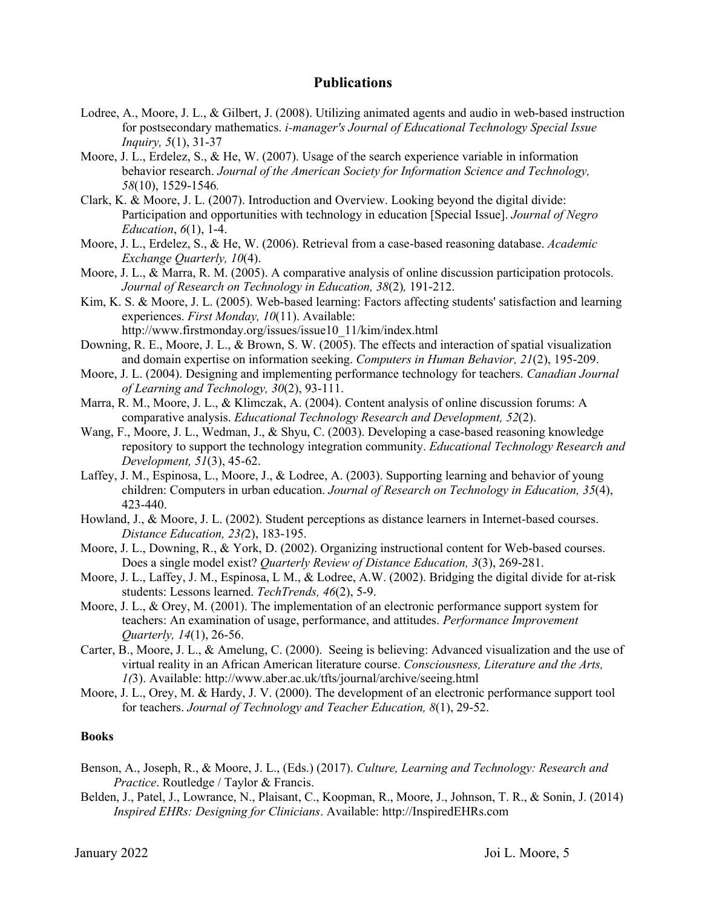## Publications

Lodree, A., Moore, J. L., & Gilbert, J. (2008). Utilizing animated agents and audio in web-based instruction for postsecondary mathematics. *i-manager's Journal of Educational Technology Special Issue Inquiry, 5*(1), 31-37

Moore, J. L., Erdelez, S., & He, W. (2007). Usage of the search experience variable in information behavior research. *Journal of the American Society for Information Science and Technology, 58*(10), 1529-1546.

Clark, K. & Moore, J. L. (2007). Introduction and Overview. Looking beyond the digital divide: Participation and opportunities with technology in education [Special Issue]. *Journal of Negro Education*, *6*(1), 1-4.

Moore, J. L., Erdelez, S., & He, W. (2006). Retrieval from a case-based reasoning database. *Academic Exchange Quarterly, 10*(4).

Moore, J. L., & Marra, R. M. (2005). A comparative analysis of online discussion participation protocols. *Journal of Research on Technology in Education, 38*(2)*,* 191-212.

Kim, K. S. & Moore, J. L. (2005). Web-based learning: Factors affecting students' satisfaction and learning experiences. *First Monday, 10*(11). Available: http://www.firstmonday.org/issues/issue10_11/kim/index.html

Downing, R. E., Moore, J. L., & Brown, S. W. (2005). The effects and interaction of spatial visualization and domain expertise on information seeking. *Computers in Human Behavior, 21*(2), 195-209.

Moore, J. L. (2004). Designing and implementing performance technology for teachers. *Canadian Journal of Learning and Technology, 30*(2), 93-111.

Marra, R. M., Moore, J. L., & Klimczak, A. (2004). Content analysis of online discussion forums: A comparative analysis. *Educational Technology Research and Development, 52*(2).

Wang, F., Moore, J. L., Wedman, J., & Shyu, C. (2003). Developing a case-based reasoning knowledge repository to support the technology integration community. *Educational Technology Research and Development, 51*(3), 45-62.

Laffey, J. M., Espinosa, L., Moore, J., & Lodree, A. (2003). Supporting learning and behavior of young children: Computers in urban education. *Journal of Research on Technology in Education, 35*(4), 423-440.

Howland, J., & Moore, J. L. (2002). Student perceptions as distance learners in Internet-based courses. *Distance Education, 23(*2), 183-195.

Moore, J. L., Downing, R., & York, D. (2002). Organizing instructional content for Web-based courses. Does a single model exist? *Quarterly Review of Distance Education, 3*(3), 269-281.

Moore, J. L., Laffey, J. M., Espinosa, L M., & Lodree, A.W. (2002). Bridging the digital divide for at-risk students: Lessons learned. *TechTrends, 46*(2), 5-9.

Moore, J. L., & Orey, M. (2001). The implementation of an electronic performance support system for teachers: An examination of usage, performance, and attitudes. *Performance Improvement Quarterly, 14*(1), 26-56.

Carter, B., Moore, J. L., & Amelung, C. (2000). Seeing is believing: Advanced visualization and the use of virtual reality in an African American literature course. *Consciousness, Literature and the Arts, 1(*3). Available: http://www.aber.ac.uk/tfts/journal/archive/seeing.html

Moore, J. L., Orey, M. & Hardy, J. V. (2000). The development of an electronic performance support tool for teachers. *Journal of Technology and Teacher Education, 8*(1), 29-52.

### Books

Benson, A., Joseph, R., & Moore, J. L., (Eds.) (2017). *Culture, Learning and Technology: Research and Practice*. Routledge / Taylor & Francis.

Belden, J., Patel, J., Lowrance, N., Plaisant, C., Koopman, R., Moore, J., Johnson, T. R., & Sonin, J. (2014) *Inspired EHRs: Designing for Clinicians*. Available: http://InspiredEHRs.com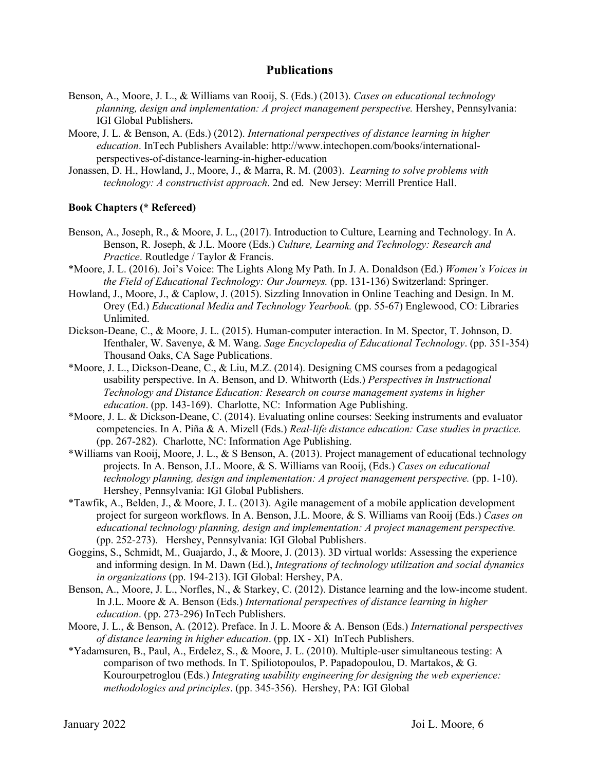## Publications

Benson, A., Moore, J. L., & Williams van Rooij, S. (Eds.) (2013). *Cases on educational technology planning, design and implementation: A project management perspective.* Hershey, Pennsylvania: IGI Global Publishers**.**

Moore, J. L. & Benson, A. (Eds.) (2012). *International perspectives of distance learning in higher education*. InTech Publishers Available: http://www.intechopen.com/books/international-perspectives-of-distance-learning-in-higher-education

Jonassen, D. H., Howland, J., Moore, J., & Marra, R. M. (2003). *Learning to solve problems with technology: A constructivist approach*. 2nd ed. New Jersey: Merrill Prentice Hall.

**Book Chapters (* Refereed)**

Benson, A., Joseph, R., & Moore, J. L., (2017). Introduction to Culture, Learning and Technology. In A. Benson, R. Joseph, & J.L. Moore (Eds.) *Culture, Learning and Technology: Research and Practice*. Routledge / Taylor & Francis.

*Moore, J. L. (2016). Joi's Voice: The Lights Along My Path. In J. A. Donaldson (Ed.) *Women's Voices in the Field of Educational Technology: Our Journeys.* (pp. 131-136) Switzerland: Springer.

Howland, J., Moore, J., & Caplow, J. (2015). Sizzling Innovation in Online Teaching and Design. In M. Orey (Ed.) *Educational Media and Technology Yearbook.* (pp. 55-67) Englewood, CO: Libraries Unlimited.

Dickson-Deane, C., & Moore, J. L. (2015). Human-computer interaction. In M. Spector, T. Johnson, D. Ifenthaler, W. Savenye, & M. Wang. *Sage Encyclopedia of Educational Technology*. (pp. 351-354) Thousand Oaks, CA Sage Publications.

*Moore, J. L., Dickson-Deane, C., & Liu, M.Z. (2014). Designing CMS courses from a pedagogical usability perspective. In A. Benson, and D. Whitworth (Eds.) *Perspectives in Instructional Technology and Distance Education: Research on course management systems in higher education*. (pp. 143-169). Charlotte, NC: Information Age Publishing.

*Moore, J. L. & Dickson-Deane, C. (2014). Evaluating online courses: Seeking instruments and evaluator competencies. In A. Piña & A. Mizell (Eds.) *Real-life distance education: Case studies in practice.* (pp. 267-282). Charlotte, NC: Information Age Publishing.

*Williams van Rooij, Moore, J. L., & S Benson, A. (2013). Project management of educational technology projects. In A. Benson, J.L. Moore, & S. Williams van Rooij, (Eds.) *Cases on educational technology planning, design and implementation: A project management perspective.* (pp. 1-10). Hershey, Pennsylvania: IGI Global Publishers.

*Tawfik, A., Belden, J., & Moore, J. L. (2013). Agile management of a mobile application development project for surgeon workflows. In A. Benson, J.L. Moore, & S. Williams van Rooij (Eds.) *Cases on educational technology planning, design and implementation: A project management perspective.* (pp. 252-273). Hershey, Pennsylvania: IGI Global Publishers.

Goggins, S., Schmidt, M., Guajardo, J., & Moore, J. (2013). 3D virtual worlds: Assessing the experience and informing design. In M. Dawn (Ed.), *Integrations of technology utilization and social dynamics in organizations* (pp. 194-213). IGI Global: Hershey, PA.

Benson, A., Moore, J. L., Norfles, N., & Starkey, C. (2012). Distance learning and the low-income student. In J.L. Moore & A. Benson (Eds.) *International perspectives of distance learning in higher education*. (pp. 273-296) InTech Publishers.

Moore, J. L., & Benson, A. (2012). Preface. In J. L. Moore & A. Benson (Eds.) *International perspectives of distance learning in higher education*. (pp. IX - XI) InTech Publishers.

*Yadamsuren, B., Paul, A., Erdelez, S., & Moore, J. L. (2010). Multiple-user simultaneous testing: A comparison of two methods. In T. Spiliotopoulos, P. Papadopoulou, D. Martakos, & G. Kourourpetroglou (Eds.) *Integrating usability engineering for designing the web experience: methodologies and principles*. (pp. 345-356). Hershey, PA: IGI Global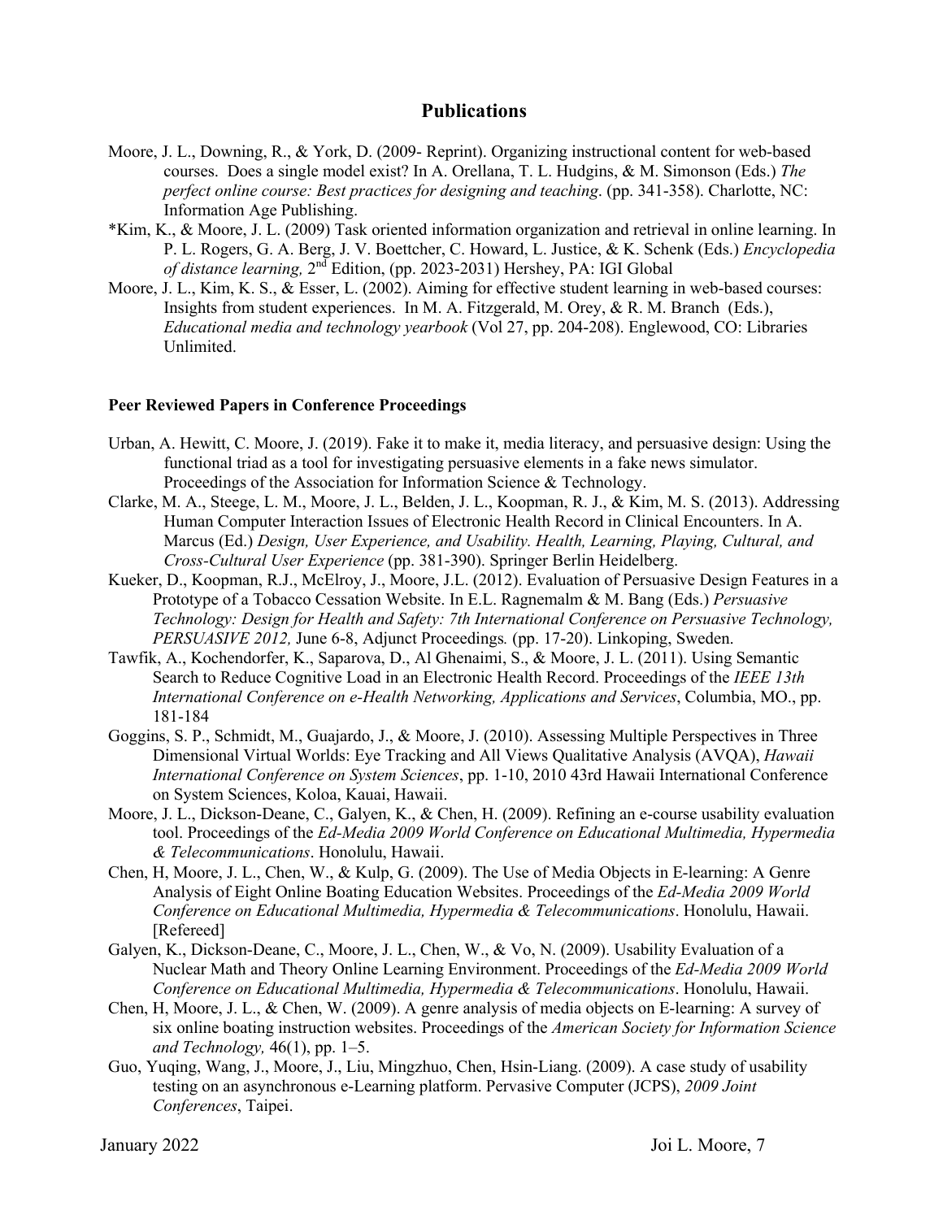## Publications

Moore, J. L., Downing, R., & York, D. (2009- Reprint). Organizing instructional content for web-based courses. Does a single model exist? In A. Orellana, T. L. Hudgins, & M. Simonson (Eds.) *The perfect online course: Best practices for designing and teaching*. (pp. 341-358). Charlotte, NC: Information Age Publishing.

*Kim, K., & Moore, J. L. (2009) Task oriented information organization and retrieval in online learning. In P. L. Rogers, G. A. Berg, J. V. Boettcher, C. Howard, L. Justice, & K. Schenk (Eds.) *Encyclopedia of distance learning,* 2nd Edition, (pp. 2023-2031) Hershey, PA: IGI Global

Moore, J. L., Kim, K. S., & Esser, L. (2002). Aiming for effective student learning in web-based courses: Insights from student experiences. In M. A. Fitzgerald, M. Orey, & R. M. Branch (Eds.), *Educational media and technology yearbook* (Vol 27, pp. 204-208). Englewood, CO: Libraries Unlimited.

### Peer Reviewed Papers in Conference Proceedings

Urban, A. Hewitt, C. Moore, J. (2019). Fake it to make it, media literacy, and persuasive design: Using the functional triad as a tool for investigating persuasive elements in a fake news simulator. Proceedings of the Association for Information Science & Technology.

Clarke, M. A., Steege, L. M., Moore, J. L., Belden, J. L., Koopman, R. J., & Kim, M. S. (2013). Addressing Human Computer Interaction Issues of Electronic Health Record in Clinical Encounters. In A. Marcus (Ed.) *Design, User Experience, and Usability. Health, Learning, Playing, Cultural, and Cross-Cultural User Experience* (pp. 381-390). Springer Berlin Heidelberg.

Kueker, D., Koopman, R.J., McElroy, J., Moore, J.L. (2012). Evaluation of Persuasive Design Features in a Prototype of a Tobacco Cessation Website. In E.L. Ragnemalm & M. Bang (Eds.) *Persuasive Technology: Design for Health and Safety: 7th International Conference on Persuasive Technology, PERSUASIVE 2012,* June 6-8, Adjunct Proceedings*.* (pp. 17-20). Linkoping, Sweden.

Tawfik, A., Kochendorfer, K., Saparova, D., Al Ghenaimi, S., & Moore, J. L. (2011). Using Semantic Search to Reduce Cognitive Load in an Electronic Health Record. Proceedings of the *IEEE 13th International Conference on e-Health Networking, Applications and Services*, Columbia, MO., pp. 181-184

Goggins, S. P., Schmidt, M., Guajardo, J., & Moore, J. (2010). Assessing Multiple Perspectives in Three Dimensional Virtual Worlds: Eye Tracking and All Views Qualitative Analysis (AVQA), *Hawaii International Conference on System Sciences*, pp. 1-10, 2010 43rd Hawaii International Conference on System Sciences, Koloa, Kauai, Hawaii.

Moore, J. L., Dickson-Deane, C., Galyen, K., & Chen, H. (2009). Refining an e-course usability evaluation tool. Proceedings of the *Ed-Media 2009 World Conference on Educational Multimedia, Hypermedia & Telecommunications*. Honolulu, Hawaii.

Chen, H, Moore, J. L., Chen, W., & Kulp, G. (2009). The Use of Media Objects in E-learning: A Genre Analysis of Eight Online Boating Education Websites. Proceedings of the *Ed-Media 2009 World Conference on Educational Multimedia, Hypermedia & Telecommunications*. Honolulu, Hawaii. [Refereed]

Galyen, K., Dickson-Deane, C., Moore, J. L., Chen, W., & Vo, N. (2009). Usability Evaluation of a Nuclear Math and Theory Online Learning Environment. Proceedings of the *Ed-Media 2009 World Conference on Educational Multimedia, Hypermedia & Telecommunications*. Honolulu, Hawaii.

Chen, H, Moore, J. L., & Chen, W. (2009). A genre analysis of media objects on E-learning: A survey of six online boating instruction websites. Proceedings of the *American Society for Information Science and Technology,* 46(1), pp. 1–5.

Guo, Yuqing, Wang, J., Moore, J., Liu, Mingzhuo, Chen, Hsin-Liang. (2009). A case study of usability testing on an asynchronous e-Learning platform. Pervasive Computer (JCPS), *2009 Joint Conferences*, Taipei.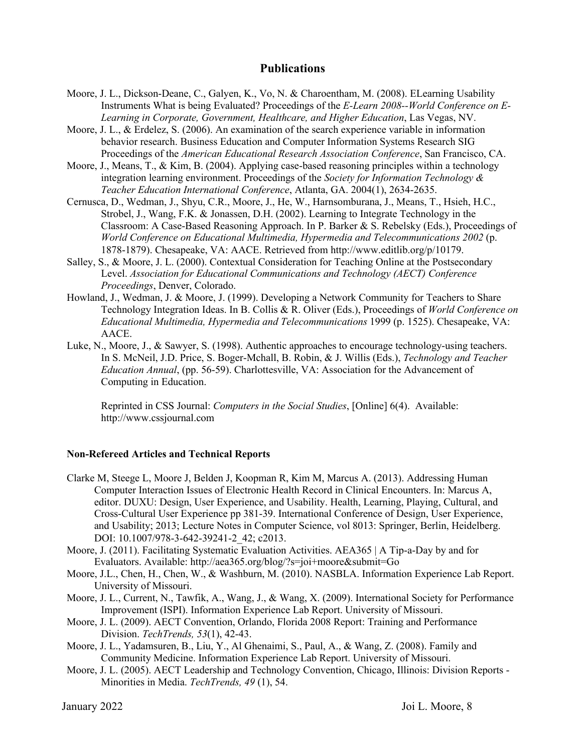## Publications

Moore, J. L., Dickson-Deane, C., Galyen, K., Vo, N. & Charoentham, M. (2008). ELearning Usability Instruments What is being Evaluated? Proceedings of the *E-Learn 2008--World Conference on E-Learning in Corporate, Government, Healthcare, and Higher Education*, Las Vegas, NV.

Moore, J. L., & Erdelez, S. (2006). An examination of the search experience variable in information behavior research. Business Education and Computer Information Systems Research SIG Proceedings of the *American Educational Research Association Conference*, San Francisco, CA.

Moore, J., Means, T., & Kim, B. (2004). Applying case-based reasoning principles within a technology integration learning environment. Proceedings of the *Society for Information Technology & Teacher Education International Conference*, Atlanta, GA. 2004(1), 2634-2635.

Cernusca, D., Wedman, J., Shyu, C.R., Moore, J., He, W., Harnsomburana, J., Means, T., Hsieh, H.C., Strobel, J., Wang, F.K. & Jonassen, D.H. (2002). Learning to Integrate Technology in the Classroom: A Case-Based Reasoning Approach. In P. Barker & S. Rebelsky (Eds.), Proceedings of *World Conference on Educational Multimedia, Hypermedia and Telecommunications 2002* (p. 1878-1879). Chesapeake, VA: AACE. Retrieved from http://www.editlib.org/p/10179.

Salley, S., & Moore, J. L. (2000). Contextual Consideration for Teaching Online at the Postsecondary Level. *Association for Educational Communications and Technology (AECT) Conference Proceedings*, Denver, Colorado.

Howland, J., Wedman, J. & Moore, J. (1999). Developing a Network Community for Teachers to Share Technology Integration Ideas. In B. Collis & R. Oliver (Eds.), Proceedings of *World Conference on Educational Multimedia, Hypermedia and Telecommunications* 1999 (p. 1525). Chesapeake, VA: AACE.

Luke, N., Moore, J., & Sawyer, S. (1998). Authentic approaches to encourage technology-using teachers. In S. McNeil, J.D. Price, S. Boger-Mchall, B. Robin, & J. Willis (Eds.), *Technology and Teacher Education Annual*, (pp. 56-59). Charlottesville, VA: Association for the Advancement of Computing in Education.

Reprinted in CSS Journal: *Computers in the Social Studies*, [Online] 6(4). Available: http://www.cssjournal.com

### Non-Refereed Articles and Technical Reports

Clarke M, Steege L, Moore J, Belden J, Koopman R, Kim M, Marcus A. (2013). Addressing Human Computer Interaction Issues of Electronic Health Record in Clinical Encounters. In: Marcus A, editor. DUXU: Design, User Experience, and Usability. Health, Learning, Playing, Cultural, and Cross-Cultural User Experience pp 381-39. International Conference of Design, User Experience, and Usability; 2013; Lecture Notes in Computer Science, vol 8013: Springer, Berlin, Heidelberg. DOI: 10.1007/978-3-642-39241-2_42; c2013.

Moore, J. (2011). Facilitating Systematic Evaluation Activities. AEA365 | A Tip-a-Day by and for Evaluators. Available: http://aea365.org/blog/?s=joi+moore&submit=Go

Moore, J.L., Chen, H., Chen, W., & Washburn, M. (2010). NASBLA. Information Experience Lab Report. University of Missouri.

Moore, J. L., Current, N., Tawfik, A., Wang, J., & Wang, X. (2009). International Society for Performance Improvement (ISPI). Information Experience Lab Report. University of Missouri.

Moore, J. L. (2009). AECT Convention, Orlando, Florida 2008 Report: Training and Performance Division. *TechTrends, 53*(1), 42-43.

Moore, J. L., Yadamsuren, B., Liu, Y., Al Ghenaimi, S., Paul, A., & Wang, Z. (2008). Family and Community Medicine. Information Experience Lab Report. University of Missouri.

Moore, J. L. (2005). AECT Leadership and Technology Convention, Chicago, Illinois: Division Reports - Minorities in Media. *TechTrends, 49* (1), 54.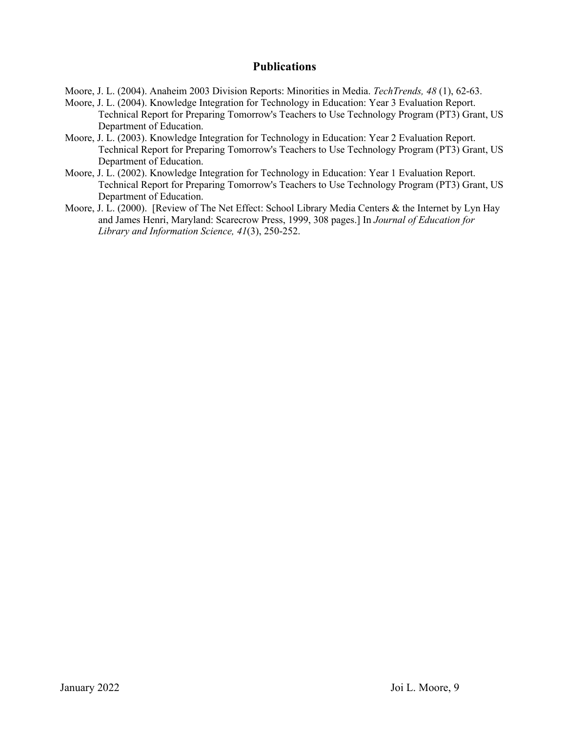## Publications

Moore, J. L. (2004). Anaheim 2003 Division Reports: Minorities in Media. *TechTrends, 48* (1), 62-63.

Moore, J. L. (2004). Knowledge Integration for Technology in Education: Year 3 Evaluation Report. Technical Report for Preparing Tomorrow's Teachers to Use Technology Program (PT3) Grant, US Department of Education.

Moore, J. L. (2003). Knowledge Integration for Technology in Education: Year 2 Evaluation Report. Technical Report for Preparing Tomorrow's Teachers to Use Technology Program (PT3) Grant, US Department of Education.

Moore, J. L. (2002). Knowledge Integration for Technology in Education: Year 1 Evaluation Report. Technical Report for Preparing Tomorrow's Teachers to Use Technology Program (PT3) Grant, US Department of Education.

Moore, J. L. (2000). [Review of The Net Effect: School Library Media Centers & the Internet by Lyn Hay and James Henri, Maryland: Scarecrow Press, 1999, 308 pages.] In *Journal of Education for Library and Information Science, 41*(3), 250-252.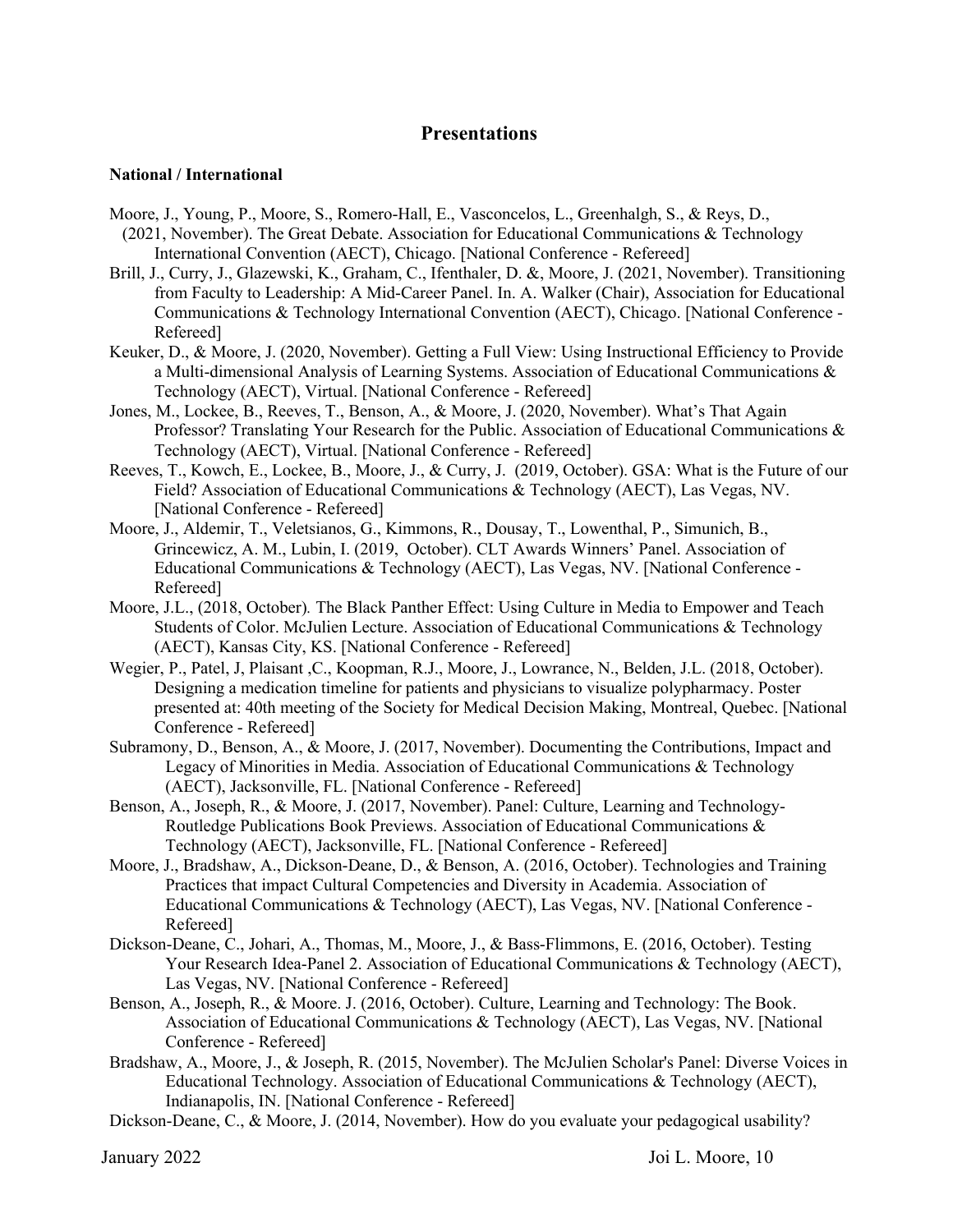## Presentations

### National / International

Moore, J., Young, P., Moore, S., Romero-Hall, E., Vasconcelos, L., Greenhalgh, S., & Reys, D., (2021, November). The Great Debate. Association for Educational Communications & Technology International Convention (AECT), Chicago. [National Conference - Refereed]

Brill, J., Curry, J., Glazewski, K., Graham, C., Ifenthaler, D. &, Moore, J. (2021, November). Transitioning from Faculty to Leadership: A Mid-Career Panel. In. A. Walker (Chair), Association for Educational Communications & Technology International Convention (AECT), Chicago. [National Conference - Refereed]

Keuker, D., & Moore, J. (2020, November). Getting a Full View: Using Instructional Efficiency to Provide a Multi-dimensional Analysis of Learning Systems. Association of Educational Communications & Technology (AECT), Virtual. [National Conference - Refereed]

Jones, M., Lockee, B., Reeves, T., Benson, A., & Moore, J. (2020, November). What's That Again Professor? Translating Your Research for the Public. Association of Educational Communications & Technology (AECT), Virtual. [National Conference - Refereed]

Reeves, T., Kowch, E., Lockee, B., Moore, J., & Curry, J. (2019, October). GSA: What is the Future of our Field? Association of Educational Communications & Technology (AECT), Las Vegas, NV. [National Conference - Refereed]

Moore, J., Aldemir, T., Veletsianos, G., Kimmons, R., Dousay, T., Lowenthal, P., Simunich, B., Grincewicz, A. M., Lubin, I. (2019, October). CLT Awards Winners' Panel. Association of Educational Communications & Technology (AECT), Las Vegas, NV. [National Conference - Refereed]

Moore, J.L., (2018, October). The Black Panther Effect: Using Culture in Media to Empower and Teach Students of Color. McJulien Lecture. Association of Educational Communications & Technology (AECT), Kansas City, KS. [National Conference - Refereed]

Wegier, P., Patel, J, Plaisant ,C., Koopman, R.J., Moore, J., Lowrance, N., Belden, J.L. (2018, October). Designing a medication timeline for patients and physicians to visualize polypharmacy. Poster presented at: 40th meeting of the Society for Medical Decision Making, Montreal, Quebec. [National Conference - Refereed]

Subramony, D., Benson, A., & Moore, J. (2017, November). Documenting the Contributions, Impact and Legacy of Minorities in Media. Association of Educational Communications & Technology (AECT), Jacksonville, FL. [National Conference - Refereed]

Benson, A., Joseph, R., & Moore, J. (2017, November). Panel: Culture, Learning and Technology- Routledge Publications Book Previews. Association of Educational Communications & Technology (AECT), Jacksonville, FL. [National Conference - Refereed]

Moore, J., Bradshaw, A., Dickson-Deane, D., & Benson, A. (2016, October). Technologies and Training Practices that impact Cultural Competencies and Diversity in Academia. Association of Educational Communications & Technology (AECT), Las Vegas, NV. [National Conference - Refereed]

Dickson-Deane, C., Johari, A., Thomas, M., Moore, J., & Bass-Flimmons, E. (2016, October). Testing Your Research Idea-Panel 2. Association of Educational Communications & Technology (AECT), Las Vegas, NV. [National Conference - Refereed]

Benson, A., Joseph, R., & Moore. J. (2016, October). Culture, Learning and Technology: The Book. Association of Educational Communications & Technology (AECT), Las Vegas, NV. [National Conference - Refereed]

Bradshaw, A., Moore, J., & Joseph, R. (2015, November). The McJulien Scholar's Panel: Diverse Voices in Educational Technology. Association of Educational Communications & Technology (AECT), Indianapolis, IN. [National Conference - Refereed]

Dickson-Deane, C., & Moore, J. (2014, November). How do you evaluate your pedagogical usability?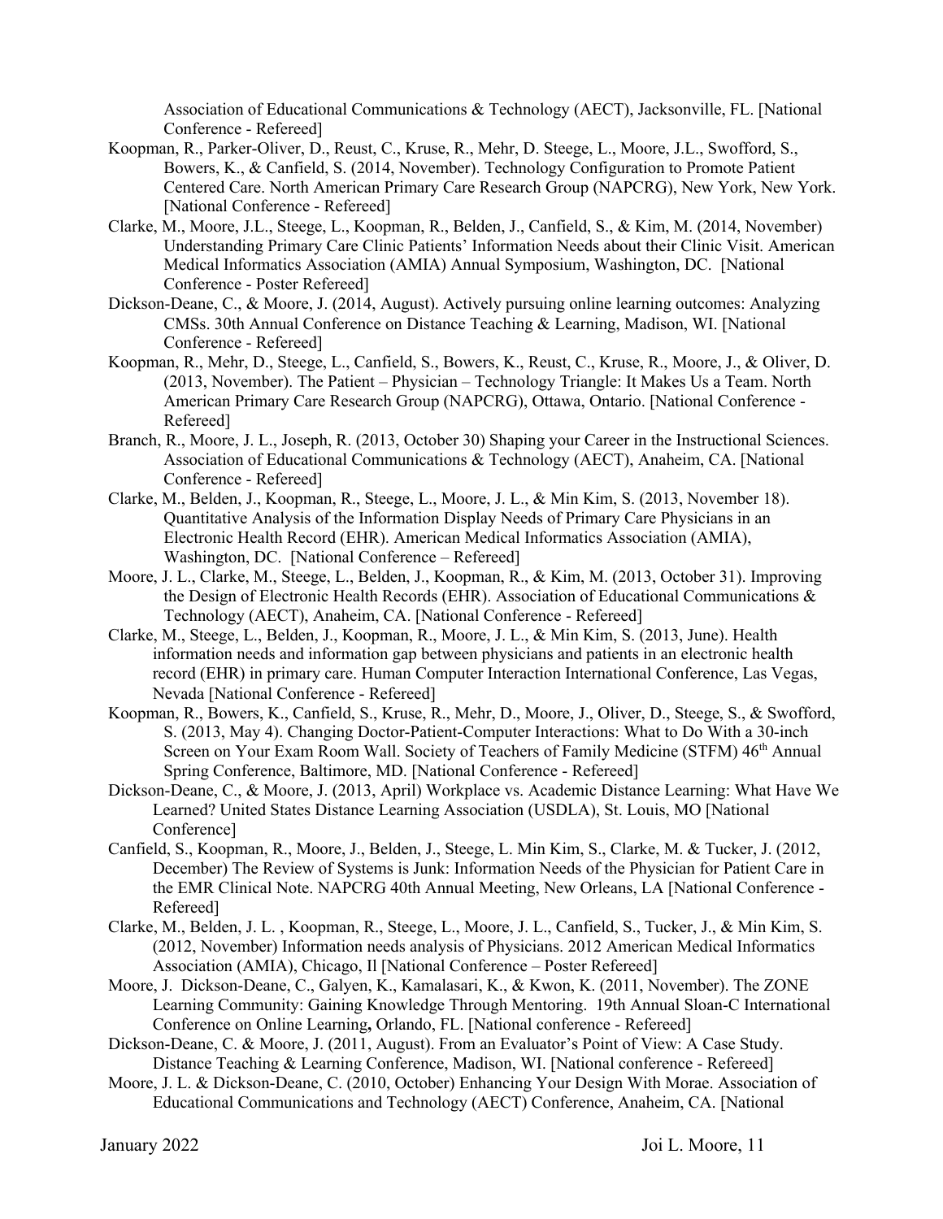Association of Educational Communications & Technology (AECT), Jacksonville, FL. [National Conference - Refereed]

Koopman, R., Parker-Oliver, D., Reust, C., Kruse, R., Mehr, D. Steege, L., Moore, J.L., Swofford, S., Bowers, K., & Canfield, S. (2014, November). Technology Configuration to Promote Patient Centered Care. North American Primary Care Research Group (NAPCRG), New York, New York. [National Conference - Refereed]

Clarke, M., Moore, J.L., Steege, L., Koopman, R., Belden, J., Canfield, S., & Kim, M. (2014, November) Understanding Primary Care Clinic Patients' Information Needs about their Clinic Visit. American Medical Informatics Association (AMIA) Annual Symposium, Washington, DC. [National Conference - Poster Refereed]

Dickson-Deane, C., & Moore, J. (2014, August). Actively pursuing online learning outcomes: Analyzing CMSs. 30th Annual Conference on Distance Teaching & Learning, Madison, WI. [National Conference - Refereed]

Koopman, R., Mehr, D., Steege, L., Canfield, S., Bowers, K., Reust, C., Kruse, R., Moore, J., & Oliver, D. (2013, November). The Patient – Physician – Technology Triangle: It Makes Us a Team. North American Primary Care Research Group (NAPCRG), Ottawa, Ontario. [National Conference - Refereed]

Branch, R., Moore, J. L., Joseph, R. (2013, October 30) Shaping your Career in the Instructional Sciences. Association of Educational Communications & Technology (AECT), Anaheim, CA. [National Conference - Refereed]

Clarke, M., Belden, J., Koopman, R., Steege, L., Moore, J. L., & Min Kim, S. (2013, November 18). Quantitative Analysis of the Information Display Needs of Primary Care Physicians in an Electronic Health Record (EHR). American Medical Informatics Association (AMIA), Washington, DC. [National Conference – Refereed]

Moore, J. L., Clarke, M., Steege, L., Belden, J., Koopman, R., & Kim, M. (2013, October 31). Improving the Design of Electronic Health Records (EHR). Association of Educational Communications & Technology (AECT), Anaheim, CA. [National Conference - Refereed]

Clarke, M., Steege, L., Belden, J., Koopman, R., Moore, J. L., & Min Kim, S. (2013, June). Health information needs and information gap between physicians and patients in an electronic health record (EHR) in primary care. Human Computer Interaction International Conference, Las Vegas, Nevada [National Conference - Refereed]

Koopman, R., Bowers, K., Canfield, S., Kruse, R., Mehr, D., Moore, J., Oliver, D., Steege, S., & Swofford, S. (2013, May 4). Changing Doctor-Patient-Computer Interactions: What to Do With a 30-inch Screen on Your Exam Room Wall. Society of Teachers of Family Medicine (STFM) 46th Annual Spring Conference, Baltimore, MD. [National Conference - Refereed]

Dickson-Deane, C., & Moore, J. (2013, April) Workplace vs. Academic Distance Learning: What Have We Learned? United States Distance Learning Association (USDLA), St. Louis, MO [National Conference]

Canfield, S., Koopman, R., Moore, J., Belden, J., Steege, L. Min Kim, S., Clarke, M. & Tucker, J. (2012, December) The Review of Systems is Junk: Information Needs of the Physician for Patient Care in the EMR Clinical Note. NAPCRG 40th Annual Meeting, New Orleans, LA [National Conference - Refereed]

Clarke, M., Belden, J. L. , Koopman, R., Steege, L., Moore, J. L., Canfield, S., Tucker, J., & Min Kim, S. (2012, November) Information needs analysis of Physicians. 2012 American Medical Informatics Association (AMIA), Chicago, Il [National Conference – Poster Refereed]

Moore, J. Dickson-Deane, C., Galyen, K., Kamalasari, K., & Kwon, K. (2011, November). The ZONE Learning Community: Gaining Knowledge Through Mentoring. 19th Annual Sloan-C International Conference on Online Learning**,** Orlando, FL. [National conference - Refereed]

Dickson-Deane, C. & Moore, J. (2011, August). From an Evaluator's Point of View: A Case Study. Distance Teaching & Learning Conference, Madison, WI. [National conference - Refereed]

Moore, J. L. & Dickson-Deane, C. (2010, October) Enhancing Your Design With Morae. Association of Educational Communications and Technology (AECT) Conference, Anaheim, CA. [National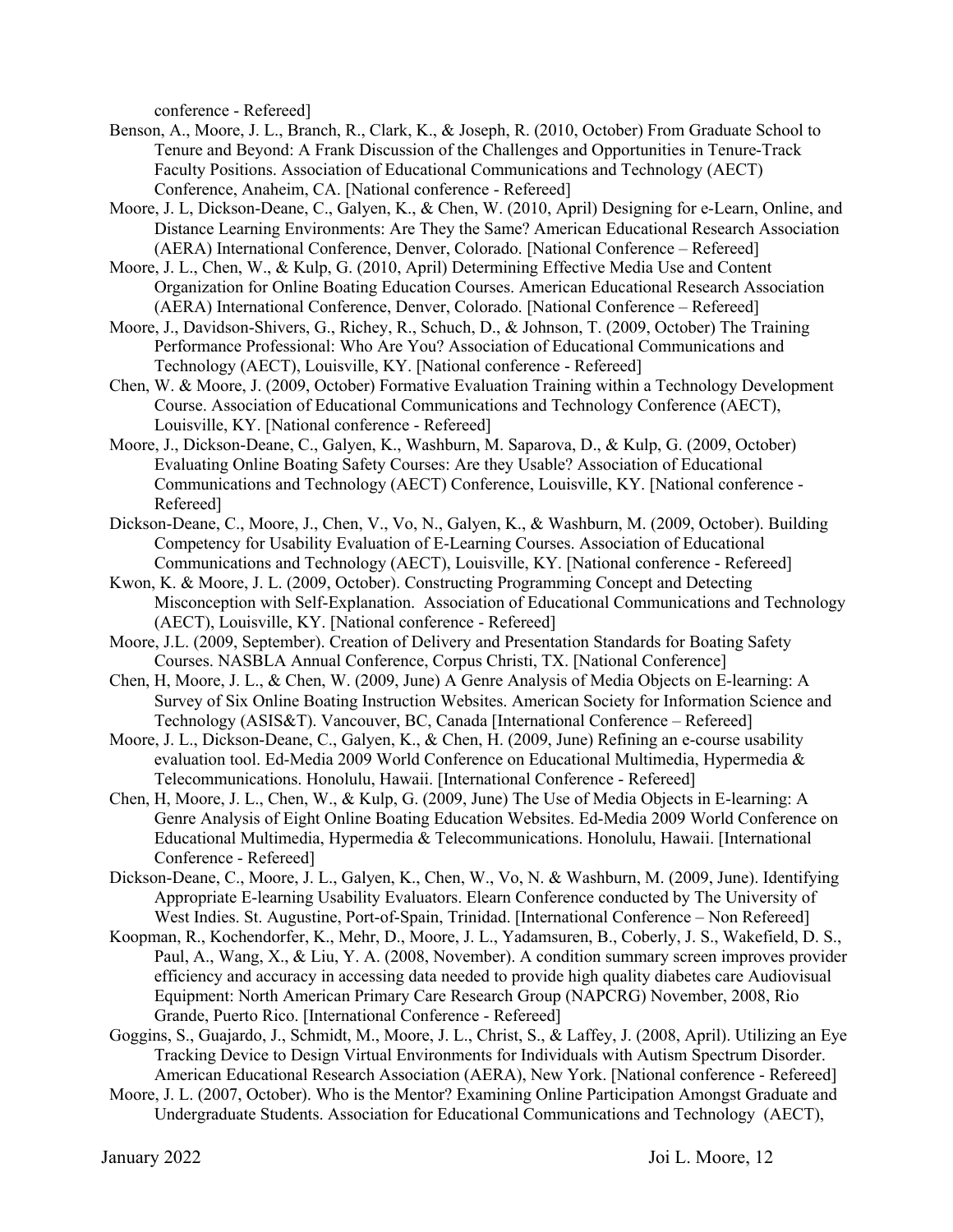conference - Refereed]

Benson, A., Moore, J. L., Branch, R., Clark, K., & Joseph, R. (2010, October) From Graduate School to Tenure and Beyond: A Frank Discussion of the Challenges and Opportunities in Tenure-Track Faculty Positions. Association of Educational Communications and Technology (AECT) Conference, Anaheim, CA. [National conference - Refereed]

Moore, J. L, Dickson-Deane, C., Galyen, K., & Chen, W. (2010, April) Designing for e-Learn, Online, and Distance Learning Environments: Are They the Same? American Educational Research Association (AERA) International Conference, Denver, Colorado. [National Conference – Refereed]

Moore, J. L., Chen, W., & Kulp, G. (2010, April) Determining Effective Media Use and Content Organization for Online Boating Education Courses. American Educational Research Association (AERA) International Conference, Denver, Colorado. [National Conference – Refereed]

Moore, J., Davidson-Shivers, G., Richey, R., Schuch, D., & Johnson, T. (2009, October) The Training Performance Professional: Who Are You? Association of Educational Communications and Technology (AECT), Louisville, KY. [National conference - Refereed]

Chen, W. & Moore, J. (2009, October) Formative Evaluation Training within a Technology Development Course. Association of Educational Communications and Technology Conference (AECT), Louisville, KY. [National conference - Refereed]

Moore, J., Dickson-Deane, C., Galyen, K., Washburn, M. Saparova, D., & Kulp, G. (2009, October) Evaluating Online Boating Safety Courses: Are they Usable? Association of Educational Communications and Technology (AECT) Conference, Louisville, KY. [National conference - Refereed]

Dickson-Deane, C., Moore, J., Chen, V., Vo, N., Galyen, K., & Washburn, M. (2009, October). Building Competency for Usability Evaluation of E-Learning Courses. Association of Educational Communications and Technology (AECT), Louisville, KY. [National conference - Refereed]

Kwon, K. & Moore, J. L. (2009, October). Constructing Programming Concept and Detecting Misconception with Self-Explanation. Association of Educational Communications and Technology (AECT), Louisville, KY. [National conference - Refereed]

Moore, J.L. (2009, September). Creation of Delivery and Presentation Standards for Boating Safety Courses. NASBLA Annual Conference, Corpus Christi, TX. [National Conference]

Chen, H, Moore, J. L., & Chen, W. (2009, June) A Genre Analysis of Media Objects on E-learning: A Survey of Six Online Boating Instruction Websites. American Society for Information Science and Technology (ASIS&T). Vancouver, BC, Canada [International Conference – Refereed]

Moore, J. L., Dickson-Deane, C., Galyen, K., & Chen, H. (2009, June) Refining an e-course usability evaluation tool. Ed-Media 2009 World Conference on Educational Multimedia, Hypermedia & Telecommunications. Honolulu, Hawaii. [International Conference - Refereed]

Chen, H, Moore, J. L., Chen, W., & Kulp, G. (2009, June) The Use of Media Objects in E-learning: A Genre Analysis of Eight Online Boating Education Websites. Ed-Media 2009 World Conference on Educational Multimedia, Hypermedia & Telecommunications. Honolulu, Hawaii. [International Conference - Refereed]

Dickson-Deane, C., Moore, J. L., Galyen, K., Chen, W., Vo, N. & Washburn, M. (2009, June). Identifying Appropriate E-learning Usability Evaluators. Elearn Conference conducted by The University of West Indies. St. Augustine, Port-of-Spain, Trinidad. [International Conference – Non Refereed]

Koopman, R., Kochendorfer, K., Mehr, D., Moore, J. L., Yadamsuren, B., Coberly, J. S., Wakefield, D. S., Paul, A., Wang, X., & Liu, Y. A. (2008, November). A condition summary screen improves provider efficiency and accuracy in accessing data needed to provide high quality diabetes care Audiovisual Equipment: North American Primary Care Research Group (NAPCRG) November, 2008, Rio Grande, Puerto Rico. [International Conference - Refereed]

Goggins, S., Guajardo, J., Schmidt, M., Moore, J. L., Christ, S., & Laffey, J. (2008, April). Utilizing an Eye Tracking Device to Design Virtual Environments for Individuals with Autism Spectrum Disorder. American Educational Research Association (AERA), New York. [National conference - Refereed]

Moore, J. L. (2007, October). Who is the Mentor? Examining Online Participation Amongst Graduate and Undergraduate Students. Association for Educational Communications and Technology (AECT),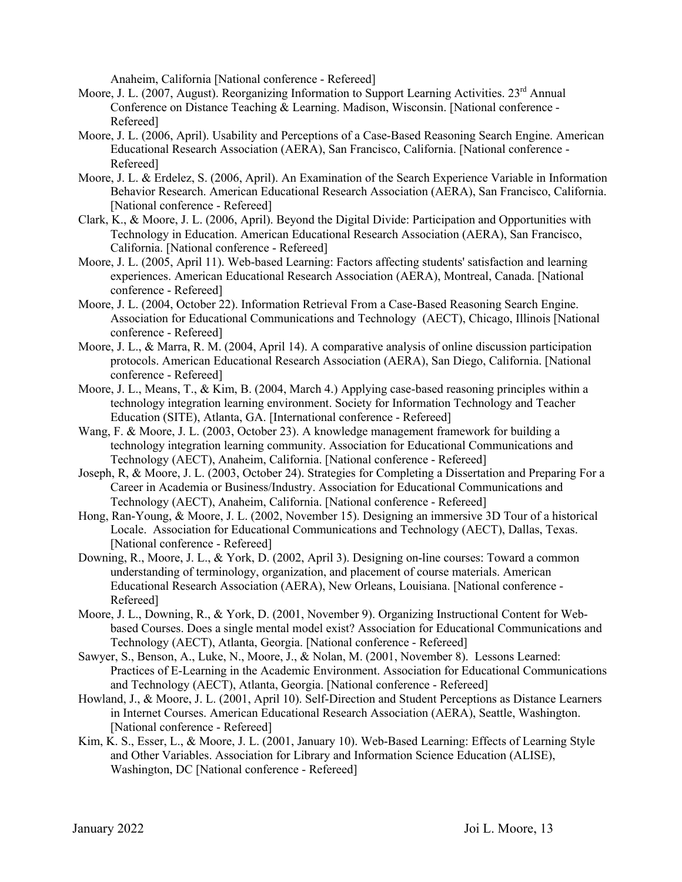Anaheim, California [National conference - Refereed]

Moore, J. L. (2007, August). Reorganizing Information to Support Learning Activities. 23rd Annual Conference on Distance Teaching & Learning. Madison, Wisconsin. [National conference - Refereed]

Moore, J. L. (2006, April). Usability and Perceptions of a Case-Based Reasoning Search Engine. American Educational Research Association (AERA), San Francisco, California. [National conference - Refereed]

Moore, J. L. & Erdelez, S. (2006, April). An Examination of the Search Experience Variable in Information Behavior Research. American Educational Research Association (AERA), San Francisco, California. [National conference - Refereed]

Clark, K., & Moore, J. L. (2006, April). Beyond the Digital Divide: Participation and Opportunities with Technology in Education. American Educational Research Association (AERA), San Francisco, California. [National conference - Refereed]

Moore, J. L. (2005, April 11). Web-based Learning: Factors affecting students' satisfaction and learning experiences. American Educational Research Association (AERA), Montreal, Canada. [National conference - Refereed]

Moore, J. L. (2004, October 22). Information Retrieval From a Case-Based Reasoning Search Engine. Association for Educational Communications and Technology (AECT), Chicago, Illinois [National conference - Refereed]

Moore, J. L., & Marra, R. M. (2004, April 14). A comparative analysis of online discussion participation protocols. American Educational Research Association (AERA), San Diego, California. [National conference - Refereed]

Moore, J. L., Means, T., & Kim, B. (2004, March 4.) Applying case-based reasoning principles within a technology integration learning environment. Society for Information Technology and Teacher Education (SITE), Atlanta, GA. [International conference - Refereed]

Wang, F. & Moore, J. L. (2003, October 23). A knowledge management framework for building a technology integration learning community. Association for Educational Communications and Technology (AECT), Anaheim, California. [National conference - Refereed]

Joseph, R, & Moore, J. L. (2003, October 24). Strategies for Completing a Dissertation and Preparing For a Career in Academia or Business/Industry. Association for Educational Communications and Technology (AECT), Anaheim, California. [National conference - Refereed]

Hong, Ran-Young, & Moore, J. L. (2002, November 15). Designing an immersive 3D Tour of a historical Locale. Association for Educational Communications and Technology (AECT), Dallas, Texas. [National conference - Refereed]

Downing, R., Moore, J. L., & York, D. (2002, April 3). Designing on-line courses: Toward a common understanding of terminology, organization, and placement of course materials. American Educational Research Association (AERA), New Orleans, Louisiana. [National conference - Refereed]

Moore, J. L., Downing, R., & York, D. (2001, November 9). Organizing Instructional Content for Web-based Courses. Does a single mental model exist? Association for Educational Communications and Technology (AECT), Atlanta, Georgia. [National conference - Refereed]

Sawyer, S., Benson, A., Luke, N., Moore, J., & Nolan, M. (2001, November 8). Lessons Learned: Practices of E-Learning in the Academic Environment. Association for Educational Communications and Technology (AECT), Atlanta, Georgia. [National conference - Refereed]

Howland, J., & Moore, J. L. (2001, April 10). Self-Direction and Student Perceptions as Distance Learners in Internet Courses. American Educational Research Association (AERA), Seattle, Washington. [National conference - Refereed]

Kim, K. S., Esser, L., & Moore, J. L. (2001, January 10). Web-Based Learning: Effects of Learning Style and Other Variables. Association for Library and Information Science Education (ALISE), Washington, DC [National conference - Refereed]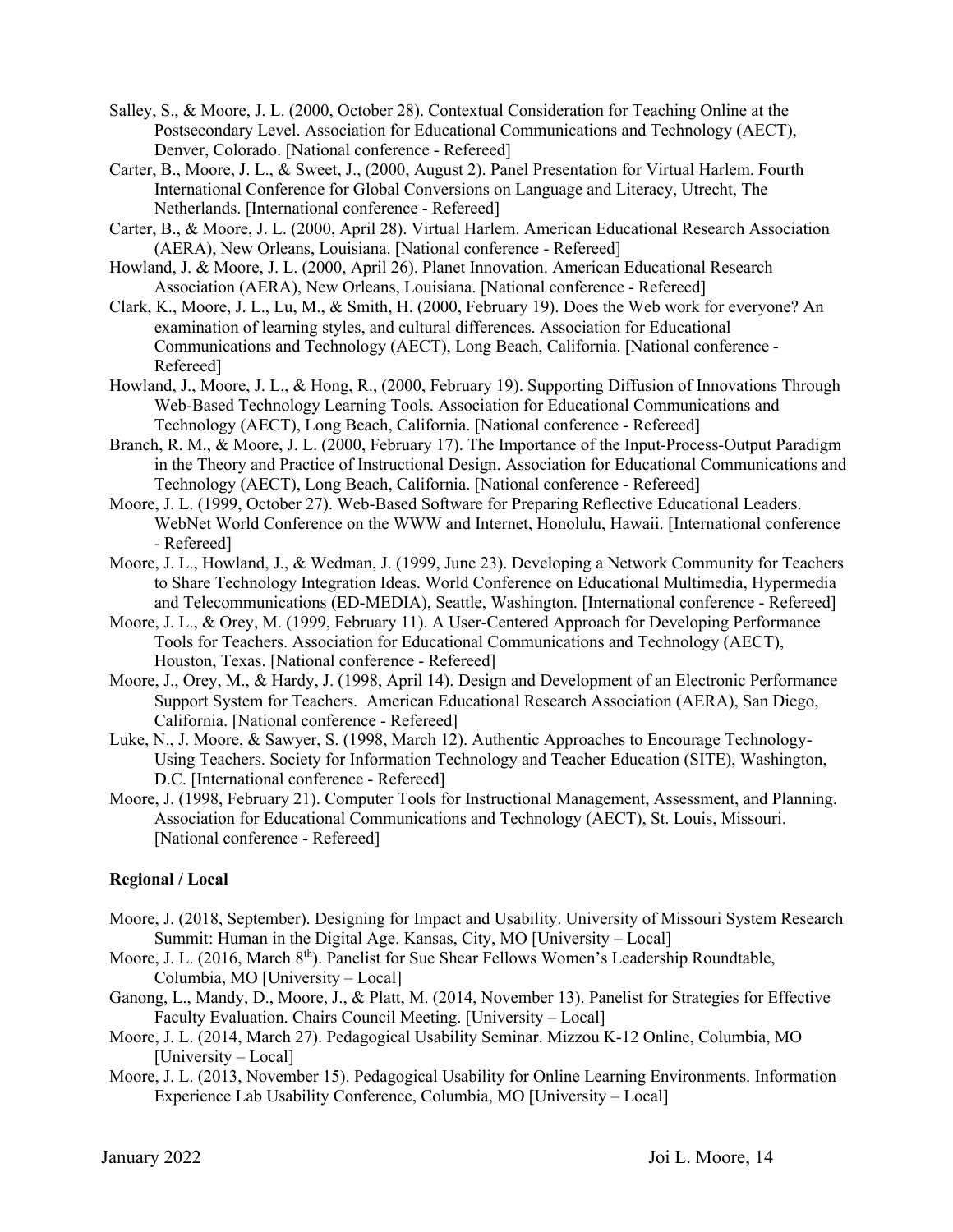Salley, S., & Moore, J. L. (2000, October 28). Contextual Consideration for Teaching Online at the Postsecondary Level. Association for Educational Communications and Technology (AECT), Denver, Colorado. [National conference - Refereed]

Carter, B., Moore, J. L., & Sweet, J., (2000, August 2). Panel Presentation for Virtual Harlem. Fourth International Conference for Global Conversions on Language and Literacy, Utrecht, The Netherlands. [International conference - Refereed]

Carter, B., & Moore, J. L. (2000, April 28). Virtual Harlem. American Educational Research Association (AERA), New Orleans, Louisiana. [National conference - Refereed]

Howland, J. & Moore, J. L. (2000, April 26). Planet Innovation. American Educational Research Association (AERA), New Orleans, Louisiana. [National conference - Refereed]

Clark, K., Moore, J. L., Lu, M., & Smith, H. (2000, February 19). Does the Web work for everyone? An examination of learning styles, and cultural differences. Association for Educational Communications and Technology (AECT), Long Beach, California. [National conference - Refereed]

Howland, J., Moore, J. L., & Hong, R., (2000, February 19). Supporting Diffusion of Innovations Through Web-Based Technology Learning Tools. Association for Educational Communications and Technology (AECT), Long Beach, California. [National conference - Refereed]

Branch, R. M., & Moore, J. L. (2000, February 17). The Importance of the Input-Process-Output Paradigm in the Theory and Practice of Instructional Design. Association for Educational Communications and Technology (AECT), Long Beach, California. [National conference - Refereed]

Moore, J. L. (1999, October 27). Web-Based Software for Preparing Reflective Educational Leaders. WebNet World Conference on the WWW and Internet, Honolulu, Hawaii. [International conference - Refereed]

Moore, J. L., Howland, J., & Wedman, J. (1999, June 23). Developing a Network Community for Teachers to Share Technology Integration Ideas. World Conference on Educational Multimedia, Hypermedia and Telecommunications (ED-MEDIA), Seattle, Washington. [International conference - Refereed]

Moore, J. L., & Orey, M. (1999, February 11). A User-Centered Approach for Developing Performance Tools for Teachers. Association for Educational Communications and Technology (AECT), Houston, Texas. [National conference - Refereed]

Moore, J., Orey, M., & Hardy, J. (1998, April 14). Design and Development of an Electronic Performance Support System for Teachers. American Educational Research Association (AERA), San Diego, California. [National conference - Refereed]

Luke, N., J. Moore, & Sawyer, S. (1998, March 12). Authentic Approaches to Encourage Technology-Using Teachers. Society for Information Technology and Teacher Education (SITE), Washington, D.C. [International conference - Refereed]

Moore, J. (1998, February 21). Computer Tools for Instructional Management, Assessment, and Planning. Association for Educational Communications and Technology (AECT), St. Louis, Missouri. [National conference - Refereed]

**Regional / Local**

Moore, J. (2018, September). Designing for Impact and Usability. University of Missouri System Research Summit: Human in the Digital Age. Kansas, City, MO [University – Local]

Moore, J. L. (2016, March 8th). Panelist for Sue Shear Fellows Women's Leadership Roundtable, Columbia, MO [University – Local]

Ganong, L., Mandy, D., Moore, J., & Platt, M. (2014, November 13). Panelist for Strategies for Effective Faculty Evaluation. Chairs Council Meeting. [University – Local]

Moore, J. L. (2014, March 27). Pedagogical Usability Seminar. Mizzou K-12 Online, Columbia, MO [University – Local]

Moore, J. L. (2013, November 15). Pedagogical Usability for Online Learning Environments. Information Experience Lab Usability Conference, Columbia, MO [University – Local]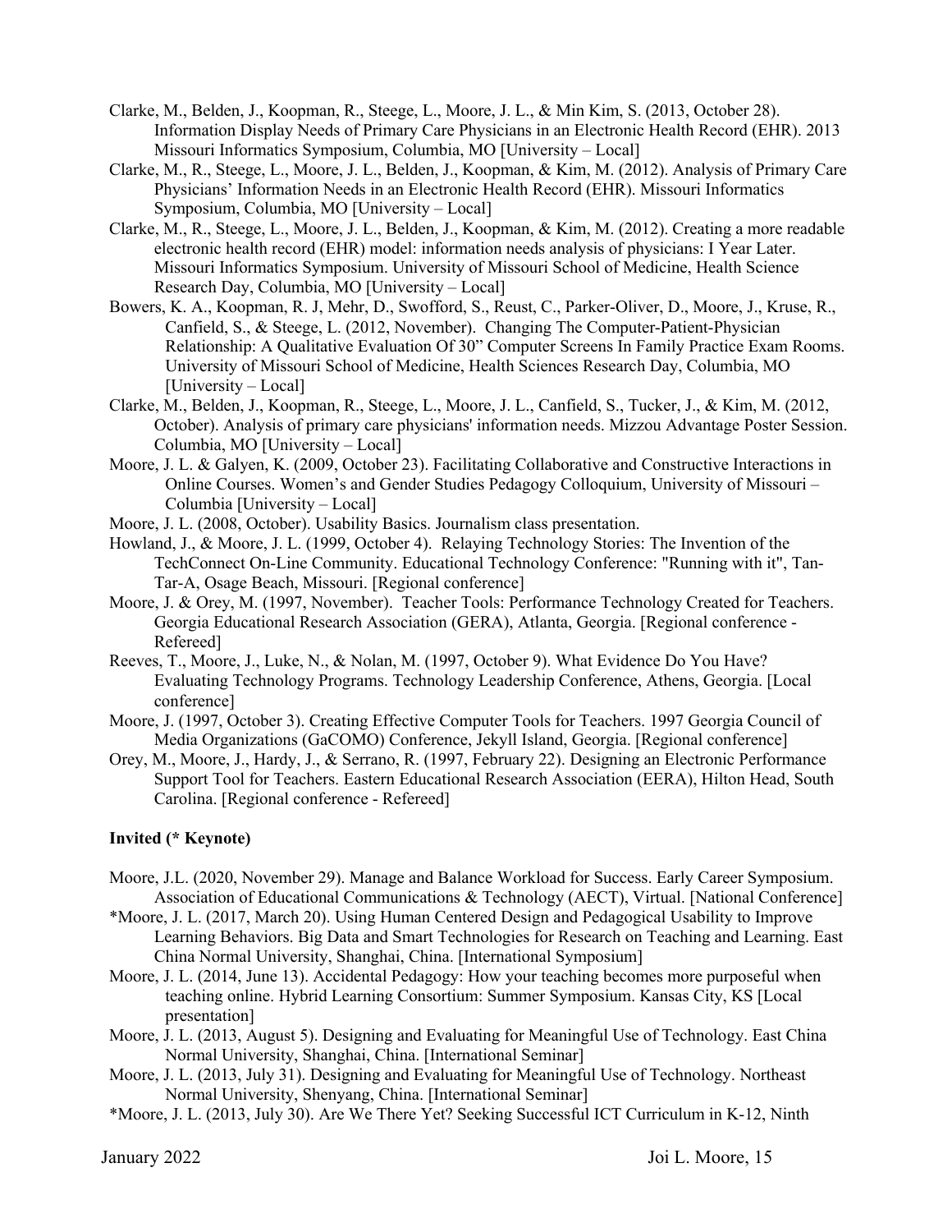Clarke, M., Belden, J., Koopman, R., Steege, L., Moore, J. L., & Min Kim, S. (2013, October 28). Information Display Needs of Primary Care Physicians in an Electronic Health Record (EHR). 2013 Missouri Informatics Symposium, Columbia, MO [University – Local]

Clarke, M., R., Steege, L., Moore, J. L., Belden, J., Koopman, & Kim, M. (2012). Analysis of Primary Care Physicians' Information Needs in an Electronic Health Record (EHR). Missouri Informatics Symposium, Columbia, MO [University – Local]

Clarke, M., R., Steege, L., Moore, J. L., Belden, J., Koopman, & Kim, M. (2012). Creating a more readable electronic health record (EHR) model: information needs analysis of physicians: I Year Later. Missouri Informatics Symposium. University of Missouri School of Medicine, Health Science Research Day, Columbia, MO [University – Local]

Bowers, K. A., Koopman, R. J, Mehr, D., Swofford, S., Reust, C., Parker-Oliver, D., Moore, J., Kruse, R., Canfield, S., & Steege, L. (2012, November). Changing The Computer-Patient-Physician Relationship: A Qualitative Evaluation Of 30" Computer Screens In Family Practice Exam Rooms. University of Missouri School of Medicine, Health Sciences Research Day, Columbia, MO [University – Local]

Clarke, M., Belden, J., Koopman, R., Steege, L., Moore, J. L., Canfield, S., Tucker, J., & Kim, M. (2012, October). Analysis of primary care physicians' information needs. Mizzou Advantage Poster Session. Columbia, MO [University – Local]

Moore, J. L. & Galyen, K. (2009, October 23). Facilitating Collaborative and Constructive Interactions in Online Courses. Women's and Gender Studies Pedagogy Colloquium, University of Missouri – Columbia [University – Local]

Moore, J. L. (2008, October). Usability Basics. Journalism class presentation.

Howland, J., & Moore, J. L. (1999, October 4). Relaying Technology Stories: The Invention of the TechConnect On-Line Community. Educational Technology Conference: "Running with it", Tan-Tar-A, Osage Beach, Missouri. [Regional conference]

Moore, J. & Orey, M. (1997, November). Teacher Tools: Performance Technology Created for Teachers. Georgia Educational Research Association (GERA), Atlanta, Georgia. [Regional conference - Refereed]

Reeves, T., Moore, J., Luke, N., & Nolan, M. (1997, October 9). What Evidence Do You Have? Evaluating Technology Programs. Technology Leadership Conference, Athens, Georgia. [Local conference]

Moore, J. (1997, October 3). Creating Effective Computer Tools for Teachers. 1997 Georgia Council of Media Organizations (GaCOMO) Conference, Jekyll Island, Georgia. [Regional conference]

Orey, M., Moore, J., Hardy, J., & Serrano, R. (1997, February 22). Designing an Electronic Performance Support Tool for Teachers. Eastern Educational Research Association (EERA), Hilton Head, South Carolina. [Regional conference - Refereed]

**Invited (* Keynote)**

Moore, J.L. (2020, November 29). Manage and Balance Workload for Success. Early Career Symposium. Association of Educational Communications & Technology (AECT), Virtual. [National Conference]

*Moore, J. L. (2017, March 20). Using Human Centered Design and Pedagogical Usability to Improve Learning Behaviors. Big Data and Smart Technologies for Research on Teaching and Learning. East China Normal University, Shanghai, China. [International Symposium]

Moore, J. L. (2014, June 13). Accidental Pedagogy: How your teaching becomes more purposeful when teaching online. Hybrid Learning Consortium: Summer Symposium. Kansas City, KS [Local presentation]

Moore, J. L. (2013, August 5). Designing and Evaluating for Meaningful Use of Technology. East China Normal University, Shanghai, China. [International Seminar]

Moore, J. L. (2013, July 31). Designing and Evaluating for Meaningful Use of Technology. Northeast Normal University, Shenyang, China. [International Seminar]

*Moore, J. L. (2013, July 30). Are We There Yet? Seeking Successful ICT Curriculum in K-12, Ninth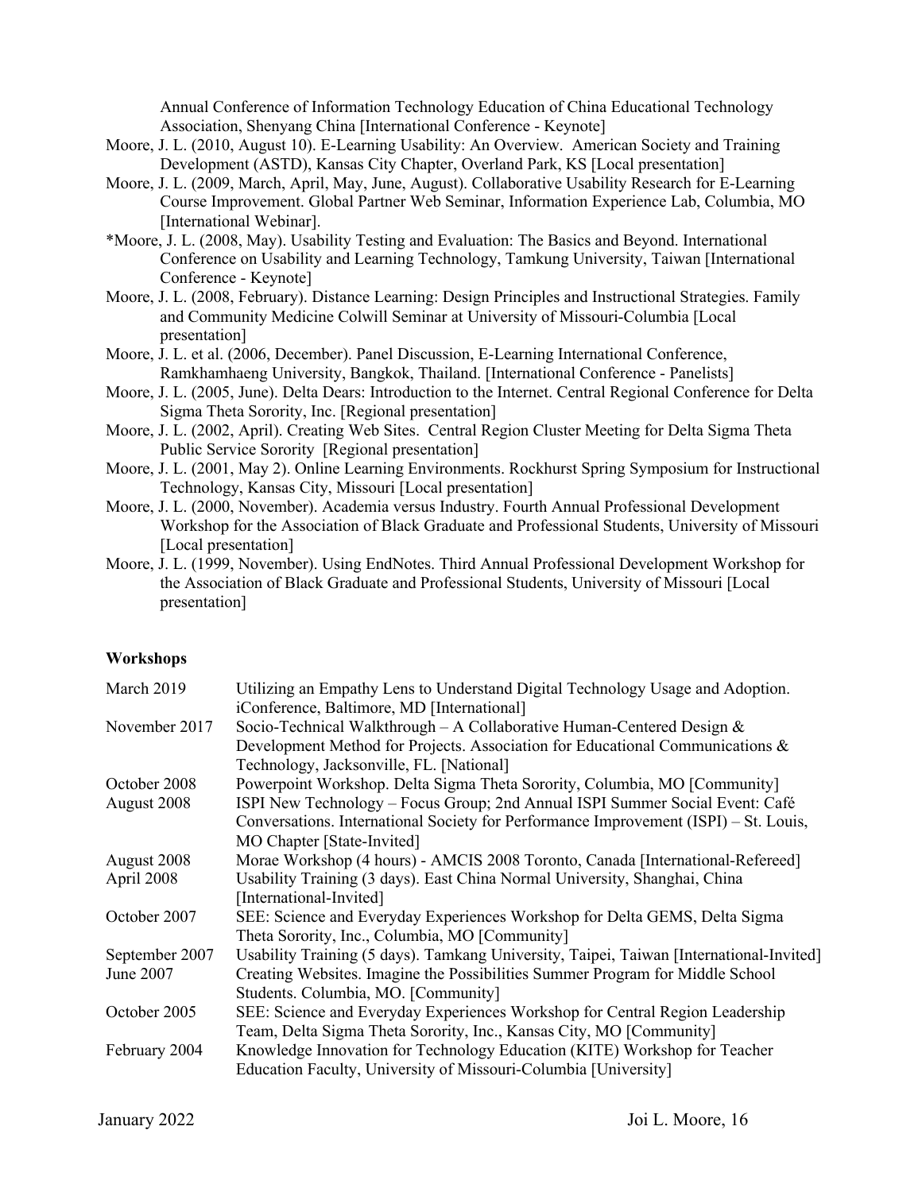Annual Conference of Information Technology Education of China Educational Technology Association, Shenyang China [International Conference - Keynote]

Moore, J. L. (2010, August 10). E-Learning Usability: An Overview. American Society and Training Development (ASTD), Kansas City Chapter, Overland Park, KS [Local presentation]

Moore, J. L. (2009, March, April, May, June, August). Collaborative Usability Research for E-Learning Course Improvement. Global Partner Web Seminar, Information Experience Lab, Columbia, MO [International Webinar].

*Moore, J. L. (2008, May). Usability Testing and Evaluation: The Basics and Beyond. International Conference on Usability and Learning Technology, Tamkung University, Taiwan [International Conference - Keynote]

Moore, J. L. (2008, February). Distance Learning: Design Principles and Instructional Strategies. Family and Community Medicine Colwill Seminar at University of Missouri-Columbia [Local presentation]

Moore, J. L. et al. (2006, December). Panel Discussion, E-Learning International Conference, Ramkhamhaeng University, Bangkok, Thailand. [International Conference - Panelists]

Moore, J. L. (2005, June). Delta Dears: Introduction to the Internet. Central Regional Conference for Delta Sigma Theta Sorority, Inc. [Regional presentation]

Moore, J. L. (2002, April). Creating Web Sites. Central Region Cluster Meeting for Delta Sigma Theta Public Service Sorority [Regional presentation]

Moore, J. L. (2001, May 2). Online Learning Environments. Rockhurst Spring Symposium for Instructional Technology, Kansas City, Missouri [Local presentation]

Moore, J. L. (2000, November). Academia versus Industry. Fourth Annual Professional Development Workshop for the Association of Black Graduate and Professional Students, University of Missouri [Local presentation]

Moore, J. L. (1999, November). Using EndNotes. Third Annual Professional Development Workshop for the Association of Black Graduate and Professional Students, University of Missouri [Local presentation]

**Workshops**

| | |
|---|---|
| March 2019 | Utilizing an Empathy Lens to Understand Digital Technology Usage and Adoption. iConference, Baltimore, MD [International] |
| November 2017 | Socio-Technical Walkthrough – A Collaborative Human-Centered Design & Development Method for Projects. Association for Educational Communications & Technology, Jacksonville, FL. [National] |
| October 2008 | Powerpoint Workshop. Delta Sigma Theta Sorority, Columbia, MO [Community] |
| August 2008 | ISPI New Technology – Focus Group; 2nd Annual ISPI Summer Social Event: Café Conversations. International Society for Performance Improvement (ISPI) – St. Louis, MO Chapter [State-Invited] |
| August 2008 | Morae Workshop (4 hours) - AMCIS 2008 Toronto, Canada [International-Refereed] |
| April 2008 | Usability Training (3 days). East China Normal University, Shanghai, China [International-Invited] |
| October 2007 | SEE: Science and Everyday Experiences Workshop for Delta GEMS, Delta Sigma Theta Sorority, Inc., Columbia, MO [Community] |
| September 2007 | Usability Training (5 days). Tamkang University, Taipei, Taiwan [International-Invited] |
| June 2007 | Creating Websites. Imagine the Possibilities Summer Program for Middle School Students. Columbia, MO. [Community] |
| October 2005 | SEE: Science and Everyday Experiences Workshop for Central Region Leadership Team, Delta Sigma Theta Sorority, Inc., Kansas City, MO [Community] |
| February 2004 | Knowledge Innovation for Technology Education (KITE) Workshop for Teacher Education Faculty, University of Missouri-Columbia [University] |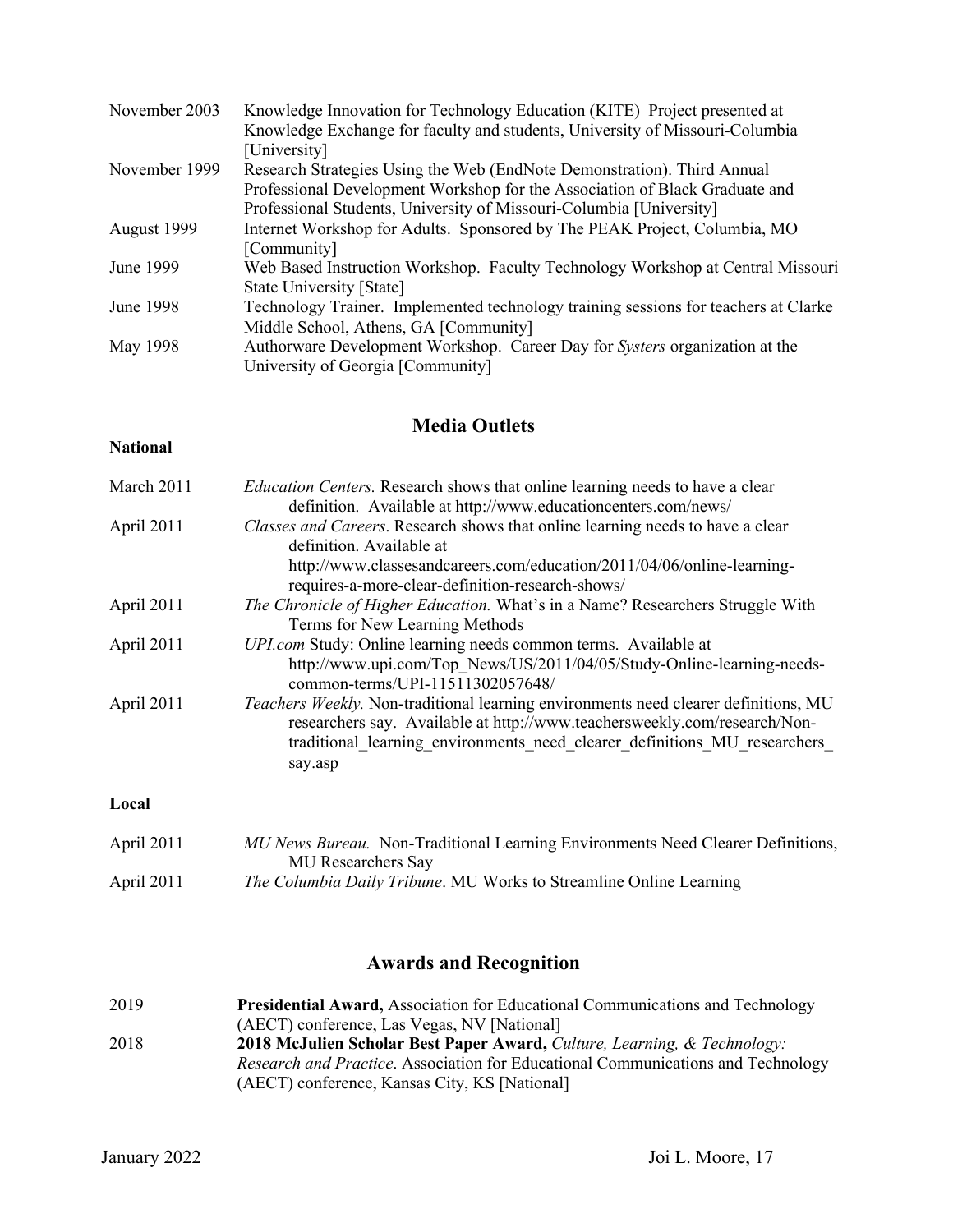| | |
|---|---|
| November 2003 | Knowledge Innovation for Technology Education (KITE) Project presented at Knowledge Exchange for faculty and students, University of Missouri-Columbia [University] |
| November 1999 | Research Strategies Using the Web (EndNote Demonstration). Third Annual Professional Development Workshop for the Association of Black Graduate and Professional Students, University of Missouri-Columbia [University] |
| August 1999 | Internet Workshop for Adults. Sponsored by The PEAK Project, Columbia, MO [Community] |
| June 1999 | Web Based Instruction Workshop. Faculty Technology Workshop at Central Missouri State University [State] |
| June 1998 | Technology Trainer. Implemented technology training sessions for teachers at Clarke Middle School, Athens, GA [Community] |
| May 1998 | Authorware Development Workshop. Career Day for *Systers* organization at the University of Georgia [Community] |

## Media Outlets

**National**

| | |
|---|---|
| March 2011 | *Education Centers.* Research shows that online learning needs to have a clear definition. Available at http://www.educationcenters.com/news/ |
| April 2011 | *Classes and Careers*. Research shows that online learning needs to have a clear definition. Available at http://www.classesandcareers.com/education/2011/04/06/online-learning-requires-a-more-clear-definition-research-shows/ |
| April 2011 | *The Chronicle of Higher Education.* What's in a Name? Researchers Struggle With Terms for New Learning Methods |
| April 2011 | *UPI.com* Study: Online learning needs common terms. Available at http://www.upi.com/Top_News/US/2011/04/05/Study-Online-learning-needs-common-terms/UPI-11511302057648/ |
| April 2011 | *Teachers Weekly.* Non-traditional learning environments need clearer definitions, MU researchers say. Available at http://www.teachersweekly.com/research/Non-traditional_learning_environments_need_clearer_definitions_MU_researchers_say.asp |

**Local**

| | |
|---|---|
| April 2011 | *MU News Bureau.* Non-Traditional Learning Environments Need Clearer Definitions, MU Researchers Say |
| April 2011 | *The Columbia Daily Tribune*. MU Works to Streamline Online Learning |

## Awards and Recognition

| | |
|---|---|
| 2019 | **Presidential Award,** Association for Educational Communications and Technology (AECT) conference, Las Vegas, NV [National] |
| 2018 | **2018 McJulien Scholar Best Paper Award,** *Culture, Learning, & Technology: Research and Practice*. Association for Educational Communications and Technology (AECT) conference, Kansas City, KS [National] |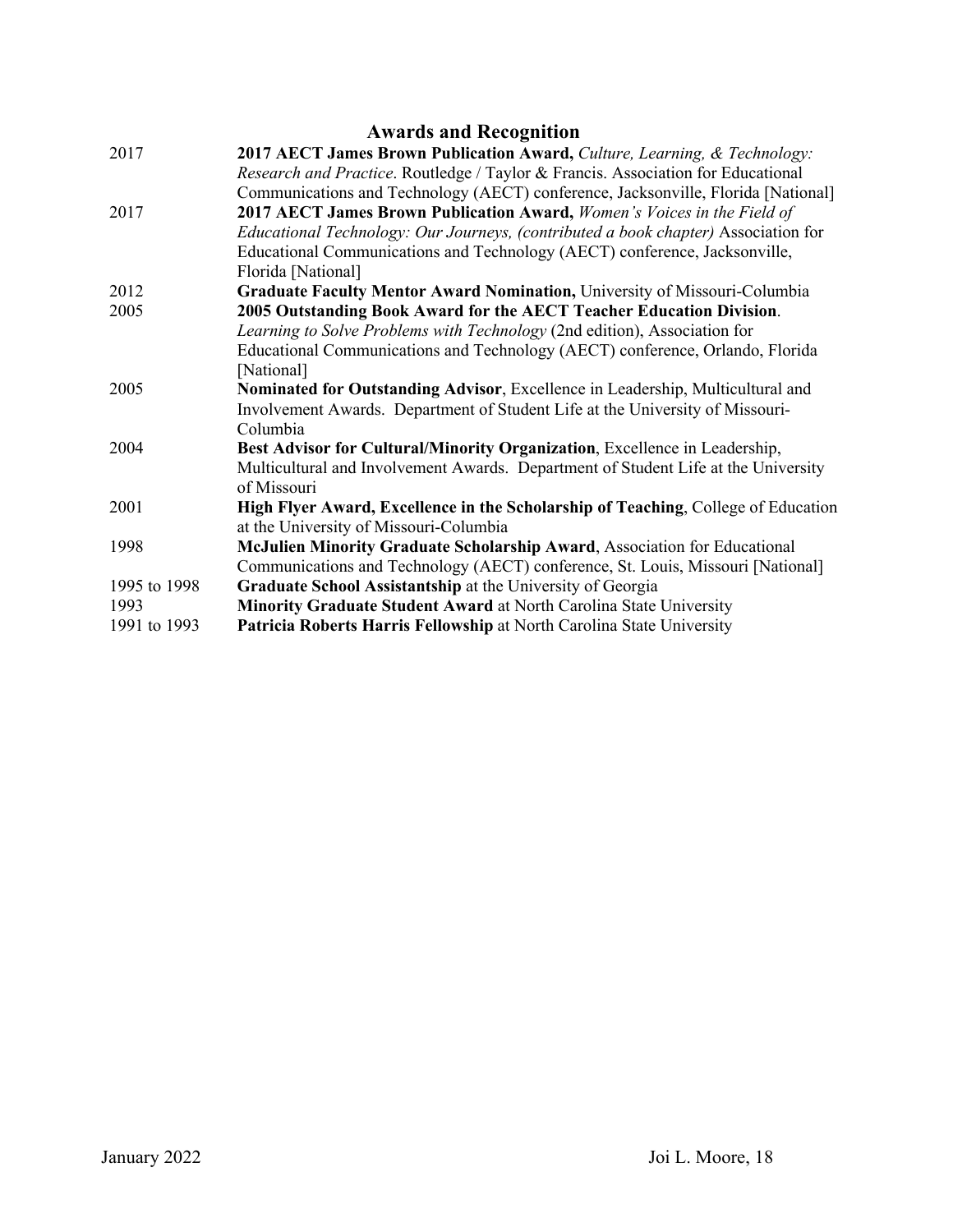## Awards and Recognition

| | |
|---|---|
| 2017 | **2017 AECT James Brown Publication Award,** *Culture, Learning, & Technology: Research and Practice*. Routledge / Taylor & Francis. Association for Educational Communications and Technology (AECT) conference, Jacksonville, Florida [National] |
| 2017 | **2017 AECT James Brown Publication Award,** *Women's Voices in the Field of Educational Technology: Our Journeys, (contributed a book chapter)* Association for Educational Communications and Technology (AECT) conference, Jacksonville, Florida [National] |
| 2012 | **Graduate Faculty Mentor Award Nomination,** University of Missouri-Columbia |
| 2005 | **2005 Outstanding Book Award for the AECT Teacher Education Division**. *Learning to Solve Problems with Technology* (2nd edition), Association for Educational Communications and Technology (AECT) conference, Orlando, Florida [National] |
| 2005 | **Nominated for Outstanding Advisor**, Excellence in Leadership, Multicultural and Involvement Awards. Department of Student Life at the University of Missouri-Columbia |
| 2004 | **Best Advisor for Cultural/Minority Organization**, Excellence in Leadership, Multicultural and Involvement Awards. Department of Student Life at the University of Missouri |
| 2001 | **High Flyer Award, Excellence in the Scholarship of Teaching**, College of Education at the University of Missouri-Columbia |
| 1998 | **McJulien Minority Graduate Scholarship Award**, Association for Educational Communications and Technology (AECT) conference, St. Louis, Missouri [National] |
| 1995 to 1998 | **Graduate School Assistantship** at the University of Georgia |
| 1993 | **Minority Graduate Student Award** at North Carolina State University |
| 1991 to 1993 | **Patricia Roberts Harris Fellowship** at North Carolina State University |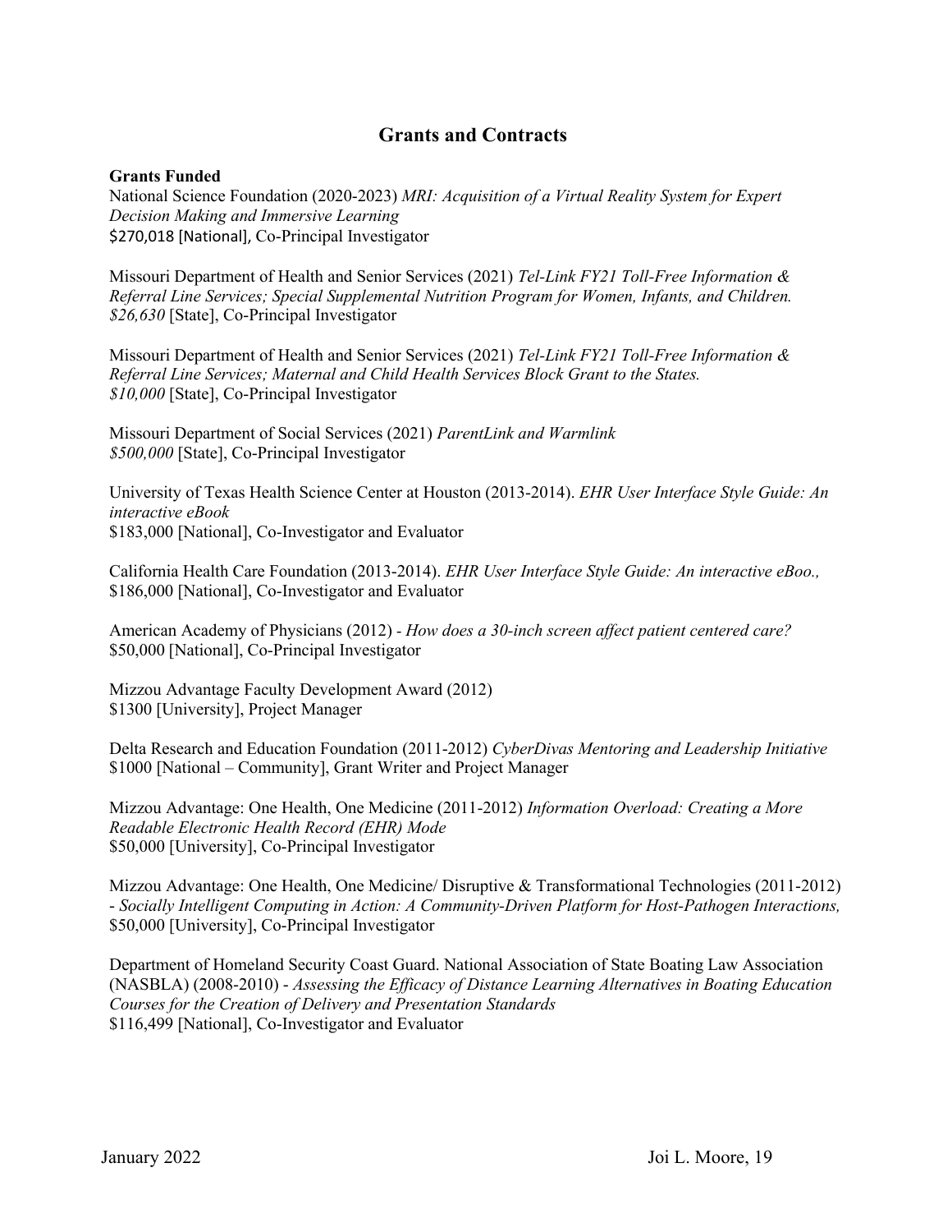## Grants and Contracts

**Grants Funded**

National Science Foundation (2020-2023) *MRI: Acquisition of a Virtual Reality System for Expert Decision Making and Immersive Learning*
$270,018 [National], Co-Principal Investigator

Missouri Department of Health and Senior Services (2021) *Tel-Link FY21 Toll-Free Information & Referral Line Services; Special Supplemental Nutrition Program for Women, Infants, and Children. $26,630* [State], Co-Principal Investigator

Missouri Department of Health and Senior Services (2021) *Tel-Link FY21 Toll-Free Information & Referral Line Services; Maternal and Child Health Services Block Grant to the States. $10,000* [State], Co-Principal Investigator

Missouri Department of Social Services (2021) *ParentLink and Warmlink*
*$500,000* [State], Co-Principal Investigator

University of Texas Health Science Center at Houston (2013-2014). *EHR User Interface Style Guide: An interactive eBook*
$183,000 [National], Co-Investigator and Evaluator

California Health Care Foundation (2013-2014). *EHR User Interface Style Guide: An interactive eBoo.,*
$186,000 [National], Co-Investigator and Evaluator

American Academy of Physicians (2012) - *How does a 30-inch screen affect patient centered care?*
$50,000 [National], Co-Principal Investigator

Mizzou Advantage Faculty Development Award (2012)
$1300 [University], Project Manager

Delta Research and Education Foundation (2011-2012) *CyberDivas Mentoring and Leadership Initiative*
$1000 [National – Community], Grant Writer and Project Manager

Mizzou Advantage: One Health, One Medicine (2011-2012) *Information Overload: Creating a More Readable Electronic Health Record (EHR) Mode*
$50,000 [University], Co-Principal Investigator

Mizzou Advantage: One Health, One Medicine/ Disruptive & Transformational Technologies (2011-2012) - *Socially Intelligent Computing in Action: A Community-Driven Platform for Host-Pathogen Interactions,*
$50,000 [University], Co-Principal Investigator

Department of Homeland Security Coast Guard. National Association of State Boating Law Association (NASBLA) (2008-2010) - *Assessing the Efficacy of Distance Learning Alternatives in Boating Education Courses for the Creation of Delivery and Presentation Standards*
$116,499 [National], Co-Investigator and Evaluator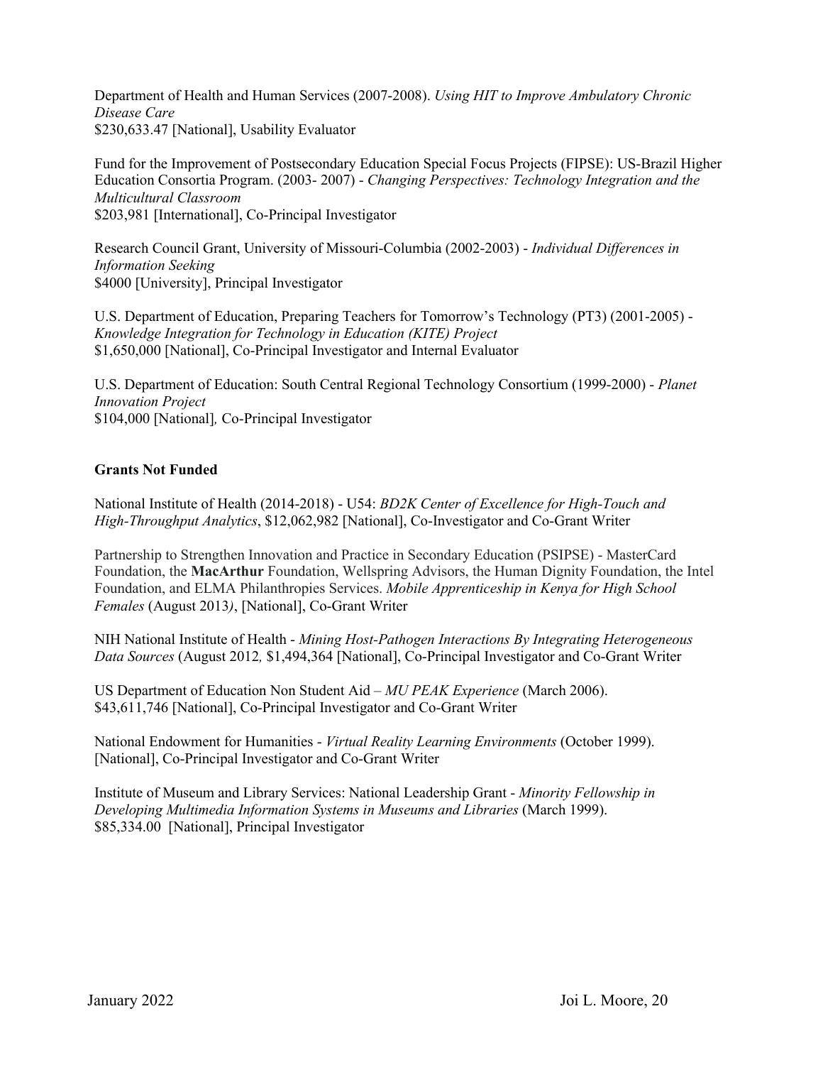Department of Health and Human Services (2007-2008). *Using HIT to Improve Ambulatory Chronic Disease Care*
$230,633.47 [National], Usability Evaluator

Fund for the Improvement of Postsecondary Education Special Focus Projects (FIPSE): US-Brazil Higher Education Consortia Program. (2003- 2007) - *Changing Perspectives: Technology Integration and the Multicultural Classroom*
$203,981 [International], Co-Principal Investigator

Research Council Grant, University of Missouri-Columbia (2002-2003) - *Individual Differences in Information Seeking*
$4000 [University], Principal Investigator

U.S. Department of Education, Preparing Teachers for Tomorrow's Technology (PT3) (2001-2005) - *Knowledge Integration for Technology in Education (KITE) Project*
$1,650,000 [National], Co-Principal Investigator and Internal Evaluator

U.S. Department of Education: South Central Regional Technology Consortium (1999-2000) - *Planet Innovation Project*
$104,000 [National], Co-Principal Investigator

**Grants Not Funded**

National Institute of Health (2014-2018) - U54: *BD2K Center of Excellence for High-Touch and High-Throughput Analytics*, $12,062,982 [National], Co-Investigator and Co-Grant Writer

Partnership to Strengthen Innovation and Practice in Secondary Education (PSIPSE) - MasterCard Foundation, the **MacArthur** Foundation, Wellspring Advisors, the Human Dignity Foundation, the Intel Foundation, and ELMA Philanthropies Services. *Mobile Apprenticeship in Kenya for High School Females* (August 2013*)*, [National], Co-Grant Writer

NIH National Institute of Health - *Mining Host-Pathogen Interactions By Integrating Heterogeneous Data Sources* (August 2012*,* $1,494,364 [National], Co-Principal Investigator and Co-Grant Writer

US Department of Education Non Student Aid – *MU PEAK Experience* (March 2006).
$43,611,746 [National], Co-Principal Investigator and Co-Grant Writer

National Endowment for Humanities - *Virtual Reality Learning Environments* (October 1999).
[National], Co-Principal Investigator and Co-Grant Writer

Institute of Museum and Library Services: National Leadership Grant - *Minority Fellowship in Developing Multimedia Information Systems in Museums and Libraries* (March 1999).
$85,334.00 [National], Principal Investigator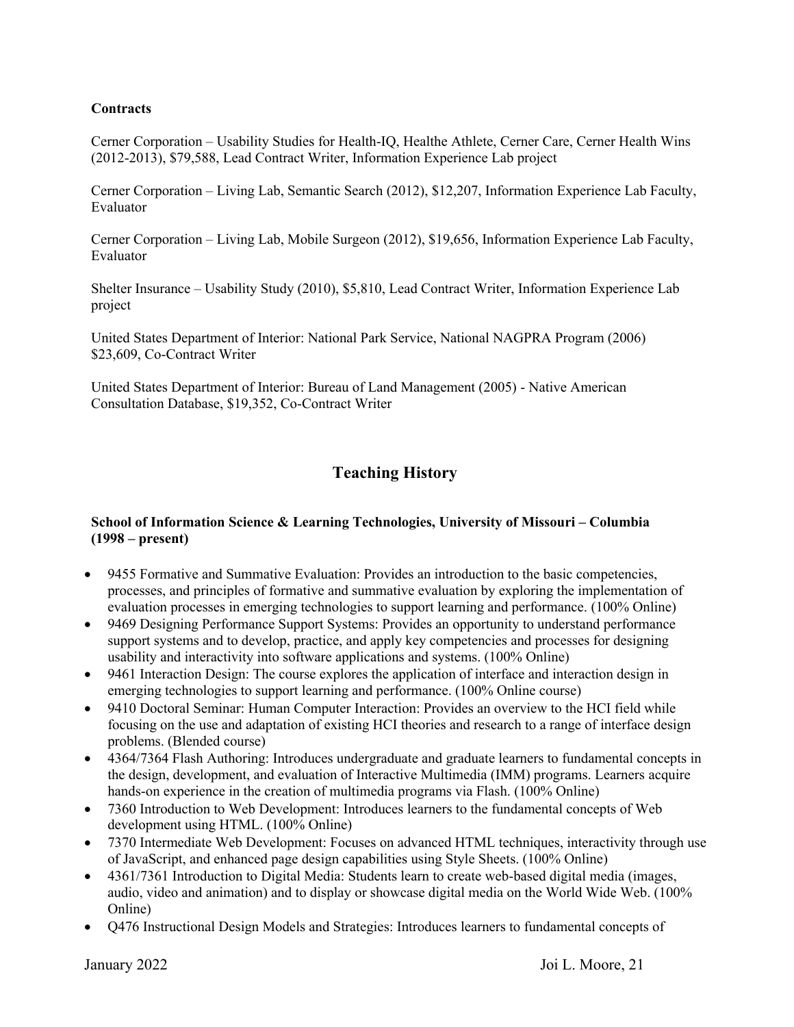**Contracts**

Cerner Corporation – Usability Studies for Health-IQ, Healthe Athlete, Cerner Care, Cerner Health Wins (2012-2013), $79,588, Lead Contract Writer, Information Experience Lab project

Cerner Corporation – Living Lab, Semantic Search (2012), $12,207, Information Experience Lab Faculty, Evaluator

Cerner Corporation – Living Lab, Mobile Surgeon (2012), $19,656, Information Experience Lab Faculty, Evaluator

Shelter Insurance – Usability Study (2010), $5,810, Lead Contract Writer, Information Experience Lab project

United States Department of Interior: National Park Service, National NAGPRA Program (2006) $23,609, Co-Contract Writer

United States Department of Interior: Bureau of Land Management (2005) - Native American Consultation Database, $19,352, Co-Contract Writer

## Teaching History

**School of Information Science & Learning Technologies, University of Missouri – Columbia (1998 – present)**

- 9455 Formative and Summative Evaluation: Provides an introduction to the basic competencies, processes, and principles of formative and summative evaluation by exploring the implementation of evaluation processes in emerging technologies to support learning and performance. (100% Online)
- 9469 Designing Performance Support Systems: Provides an opportunity to understand performance support systems and to develop, practice, and apply key competencies and processes for designing usability and interactivity into software applications and systems. (100% Online)
- 9461 Interaction Design: The course explores the application of interface and interaction design in emerging technologies to support learning and performance. (100% Online course)
- 9410 Doctoral Seminar: Human Computer Interaction: Provides an overview to the HCI field while focusing on the use and adaptation of existing HCI theories and research to a range of interface design problems. (Blended course)
- 4364/7364 Flash Authoring: Introduces undergraduate and graduate learners to fundamental concepts in the design, development, and evaluation of Interactive Multimedia (IMM) programs. Learners acquire hands-on experience in the creation of multimedia programs via Flash. (100% Online)
- 7360 Introduction to Web Development: Introduces learners to the fundamental concepts of Web development using HTML. (100% Online)
- 7370 Intermediate Web Development: Focuses on advanced HTML techniques, interactivity through use of JavaScript, and enhanced page design capabilities using Style Sheets. (100% Online)
- 4361/7361 Introduction to Digital Media: Students learn to create web-based digital media (images, audio, video and animation) and to display or showcase digital media on the World Wide Web. (100% Online)
- Q476 Instructional Design Models and Strategies: Introduces learners to fundamental concepts of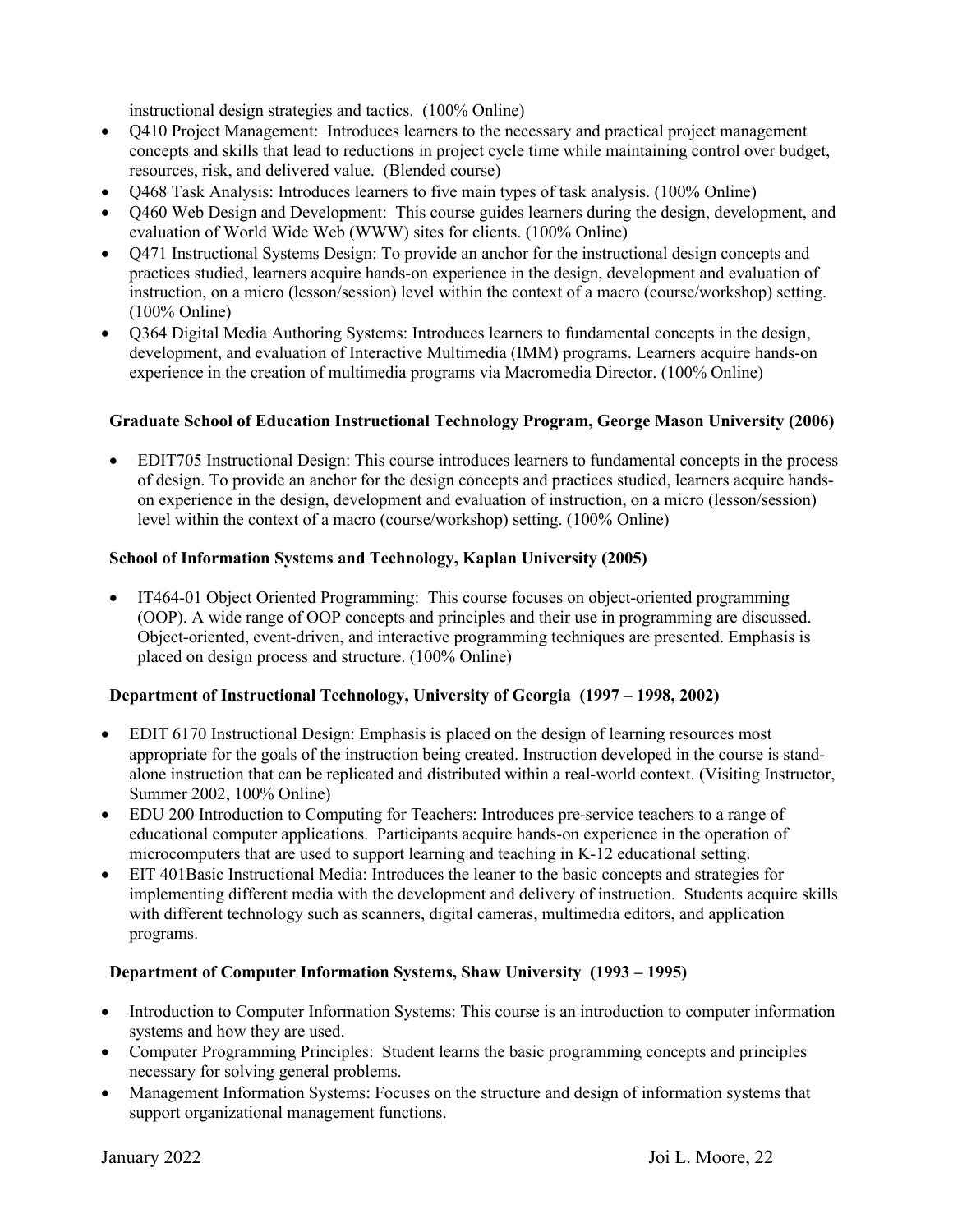instructional design strategies and tactics. (100% Online)

- Q410 Project Management: Introduces learners to the necessary and practical project management concepts and skills that lead to reductions in project cycle time while maintaining control over budget, resources, risk, and delivered value. (Blended course)
- Q468 Task Analysis: Introduces learners to five main types of task analysis. (100% Online)
- Q460 Web Design and Development: This course guides learners during the design, development, and evaluation of World Wide Web (WWW) sites for clients. (100% Online)
- Q471 Instructional Systems Design: To provide an anchor for the instructional design concepts and practices studied, learners acquire hands-on experience in the design, development and evaluation of instruction, on a micro (lesson/session) level within the context of a macro (course/workshop) setting. (100% Online)
- Q364 Digital Media Authoring Systems: Introduces learners to fundamental concepts in the design, development, and evaluation of Interactive Multimedia (IMM) programs. Learners acquire hands-on experience in the creation of multimedia programs via Macromedia Director. (100% Online)

**Graduate School of Education Instructional Technology Program, George Mason University (2006)**

- EDIT705 Instructional Design: This course introduces learners to fundamental concepts in the process of design. To provide an anchor for the design concepts and practices studied, learners acquire hands-on experience in the design, development and evaluation of instruction, on a micro (lesson/session) level within the context of a macro (course/workshop) setting. (100% Online)

**School of Information Systems and Technology, Kaplan University (2005)**

- IT464-01 Object Oriented Programming: This course focuses on object-oriented programming (OOP). A wide range of OOP concepts and principles and their use in programming are discussed. Object-oriented, event-driven, and interactive programming techniques are presented. Emphasis is placed on design process and structure. (100% Online)

**Department of Instructional Technology, University of Georgia (1997 – 1998, 2002)**

- EDIT 6170 Instructional Design: Emphasis is placed on the design of learning resources most appropriate for the goals of the instruction being created. Instruction developed in the course is stand-alone instruction that can be replicated and distributed within a real-world context. (Visiting Instructor, Summer 2002, 100% Online)
- EDU 200 Introduction to Computing for Teachers: Introduces pre-service teachers to a range of educational computer applications. Participants acquire hands-on experience in the operation of microcomputers that are used to support learning and teaching in K-12 educational setting.
- EIT 401Basic Instructional Media: Introduces the leaner to the basic concepts and strategies for implementing different media with the development and delivery of instruction. Students acquire skills with different technology such as scanners, digital cameras, multimedia editors, and application programs.

**Department of Computer Information Systems, Shaw University (1993 – 1995)**

- Introduction to Computer Information Systems: This course is an introduction to computer information systems and how they are used.
- Computer Programming Principles: Student learns the basic programming concepts and principles necessary for solving general problems.
- Management Information Systems: Focuses on the structure and design of information systems that support organizational management functions.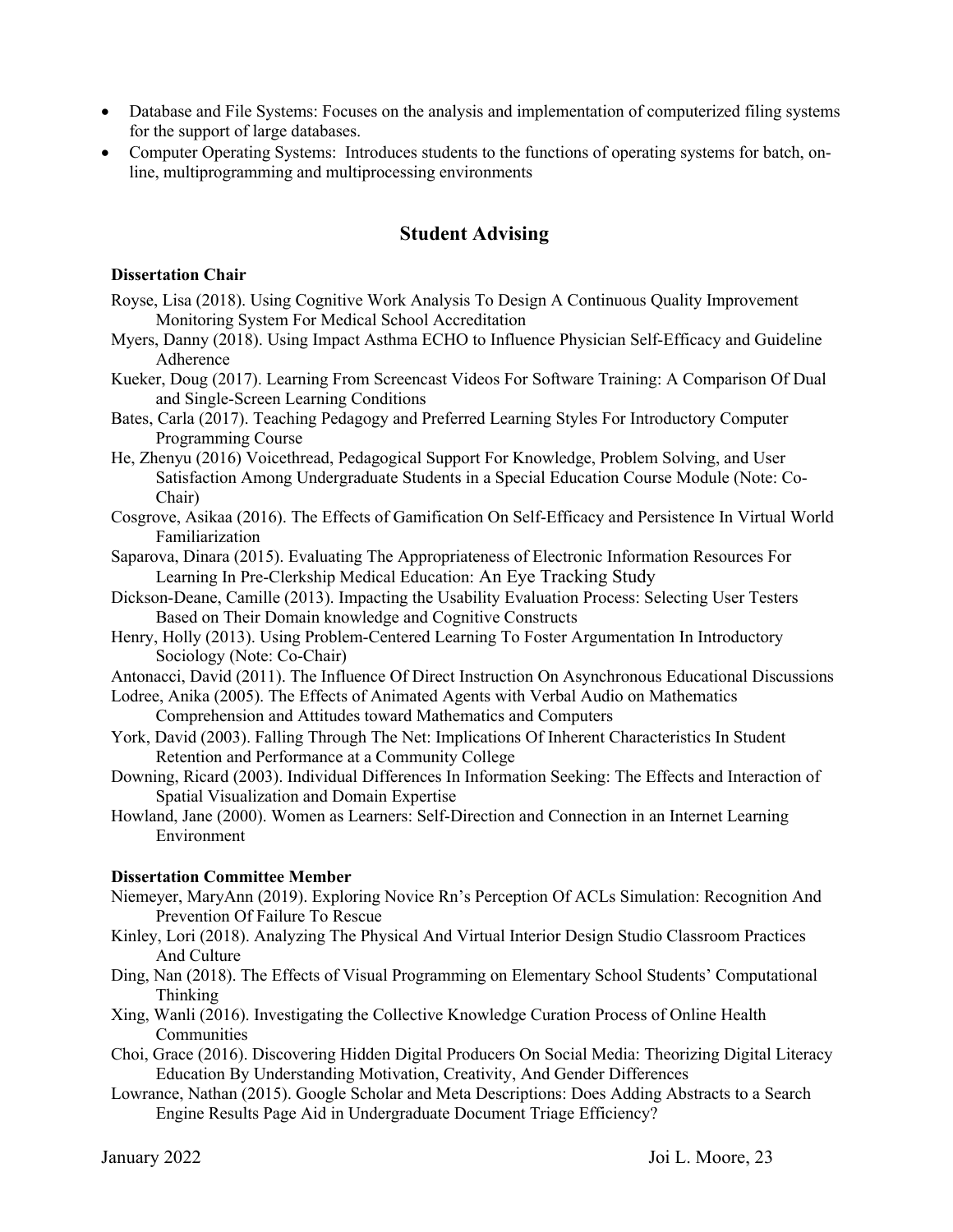- Database and File Systems: Focuses on the analysis and implementation of computerized filing systems for the support of large databases.
- Computer Operating Systems: Introduces students to the functions of operating systems for batch, on-line, multiprogramming and multiprocessing environments

## Student Advising

**Dissertation Chair**

Royse, Lisa (2018). Using Cognitive Work Analysis To Design A Continuous Quality Improvement Monitoring System For Medical School Accreditation

Myers, Danny (2018). Using Impact Asthma ECHO to Influence Physician Self-Efficacy and Guideline Adherence

Kueker, Doug (2017). Learning From Screencast Videos For Software Training: A Comparison Of Dual and Single-Screen Learning Conditions

Bates, Carla (2017). Teaching Pedagogy and Preferred Learning Styles For Introductory Computer Programming Course

He, Zhenyu (2016) Voicethread, Pedagogical Support For Knowledge, Problem Solving, and User Satisfaction Among Undergraduate Students in a Special Education Course Module (Note: Co-Chair)

Cosgrove, Asikaa (2016). The Effects of Gamification On Self-Efficacy and Persistence In Virtual World Familiarization

Saparova, Dinara (2015). Evaluating The Appropriateness of Electronic Information Resources For Learning In Pre-Clerkship Medical Education: An Eye Tracking Study

Dickson-Deane, Camille (2013). Impacting the Usability Evaluation Process: Selecting User Testers Based on Their Domain knowledge and Cognitive Constructs

Henry, Holly (2013). Using Problem-Centered Learning To Foster Argumentation In Introductory Sociology (Note: Co-Chair)

Antonacci, David (2011). The Influence Of Direct Instruction On Asynchronous Educational Discussions

Lodree, Anika (2005). The Effects of Animated Agents with Verbal Audio on Mathematics Comprehension and Attitudes toward Mathematics and Computers

York, David (2003). Falling Through The Net: Implications Of Inherent Characteristics In Student Retention and Performance at a Community College

Downing, Ricard (2003). Individual Differences In Information Seeking: The Effects and Interaction of Spatial Visualization and Domain Expertise

Howland, Jane (2000). Women as Learners: Self-Direction and Connection in an Internet Learning Environment

**Dissertation Committee Member**

Niemeyer, MaryAnn (2019). Exploring Novice Rn's Perception Of ACLs Simulation: Recognition And Prevention Of Failure To Rescue

Kinley, Lori (2018). Analyzing The Physical And Virtual Interior Design Studio Classroom Practices And Culture

Ding, Nan (2018). The Effects of Visual Programming on Elementary School Students' Computational Thinking

Xing, Wanli (2016). Investigating the Collective Knowledge Curation Process of Online Health Communities

Choi, Grace (2016). Discovering Hidden Digital Producers On Social Media: Theorizing Digital Literacy Education By Understanding Motivation, Creativity, And Gender Differences

Lowrance, Nathan (2015). Google Scholar and Meta Descriptions: Does Adding Abstracts to a Search Engine Results Page Aid in Undergraduate Document Triage Efficiency?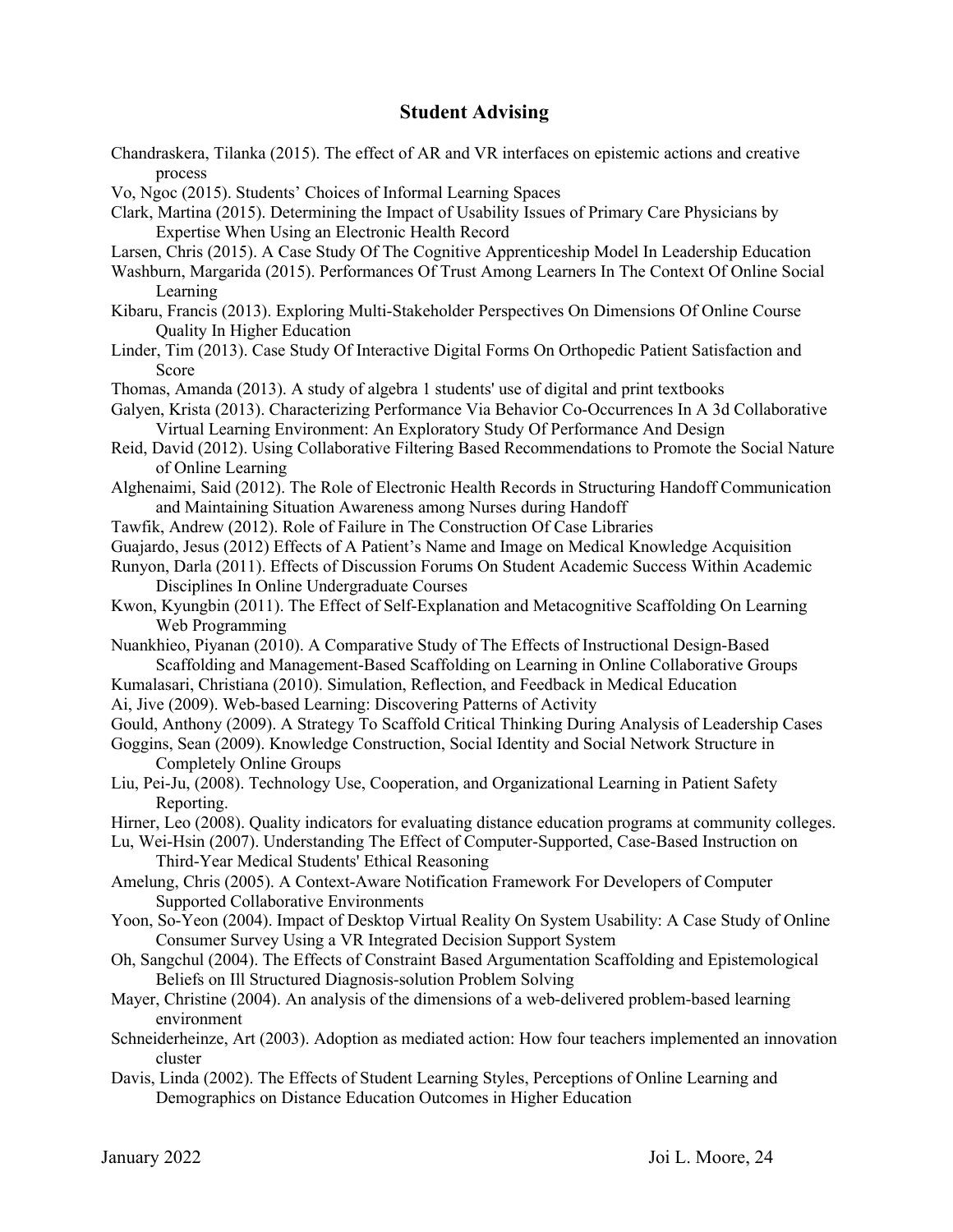## Student Advising

Chandraskera, Tilanka (2015). The effect of AR and VR interfaces on epistemic actions and creative process

Vo, Ngoc (2015). Students' Choices of Informal Learning Spaces

Clark, Martina (2015). Determining the Impact of Usability Issues of Primary Care Physicians by Expertise When Using an Electronic Health Record

Larsen, Chris (2015). A Case Study Of The Cognitive Apprenticeship Model In Leadership Education

Washburn, Margarida (2015). Performances Of Trust Among Learners In The Context Of Online Social Learning

Kibaru, Francis (2013). Exploring Multi-Stakeholder Perspectives On Dimensions Of Online Course Quality In Higher Education

Linder, Tim (2013). Case Study Of Interactive Digital Forms On Orthopedic Patient Satisfaction and Score

Thomas, Amanda (2013). A study of algebra 1 students' use of digital and print textbooks

Galyen, Krista (2013). Characterizing Performance Via Behavior Co-Occurrences In A 3d Collaborative Virtual Learning Environment: An Exploratory Study Of Performance And Design

Reid, David (2012). Using Collaborative Filtering Based Recommendations to Promote the Social Nature of Online Learning

Alghenaimi, Said (2012). The Role of Electronic Health Records in Structuring Handoff Communication and Maintaining Situation Awareness among Nurses during Handoff

Tawfik, Andrew (2012). Role of Failure in The Construction Of Case Libraries

Guajardo, Jesus (2012) Effects of A Patient's Name and Image on Medical Knowledge Acquisition

Runyon, Darla (2011). Effects of Discussion Forums On Student Academic Success Within Academic Disciplines In Online Undergraduate Courses

Kwon, Kyungbin (2011). The Effect of Self-Explanation and Metacognitive Scaffolding On Learning Web Programming

Nuankhieo, Piyanan (2010). A Comparative Study of The Effects of Instructional Design-Based Scaffolding and Management-Based Scaffolding on Learning in Online Collaborative Groups

Kumalasari, Christiana (2010). Simulation, Reflection, and Feedback in Medical Education

Ai, Jive (2009). Web-based Learning: Discovering Patterns of Activity

Gould, Anthony (2009). A Strategy To Scaffold Critical Thinking During Analysis of Leadership Cases

Goggins, Sean (2009). Knowledge Construction, Social Identity and Social Network Structure in Completely Online Groups

Liu, Pei-Ju, (2008). Technology Use, Cooperation, and Organizational Learning in Patient Safety Reporting.

Hirner, Leo (2008). Quality indicators for evaluating distance education programs at community colleges.

Lu, Wei-Hsin (2007). Understanding The Effect of Computer-Supported, Case-Based Instruction on Third-Year Medical Students' Ethical Reasoning

Amelung, Chris (2005). A Context-Aware Notification Framework For Developers of Computer Supported Collaborative Environments

Yoon, So-Yeon (2004). Impact of Desktop Virtual Reality On System Usability: A Case Study of Online Consumer Survey Using a VR Integrated Decision Support System

Oh, Sangchul (2004). The Effects of Constraint Based Argumentation Scaffolding and Epistemological Beliefs on Ill Structured Diagnosis-solution Problem Solving

Mayer, Christine (2004). An analysis of the dimensions of a web-delivered problem-based learning environment

Schneiderheinze, Art (2003). Adoption as mediated action: How four teachers implemented an innovation cluster

Davis, Linda (2002). The Effects of Student Learning Styles, Perceptions of Online Learning and Demographics on Distance Education Outcomes in Higher Education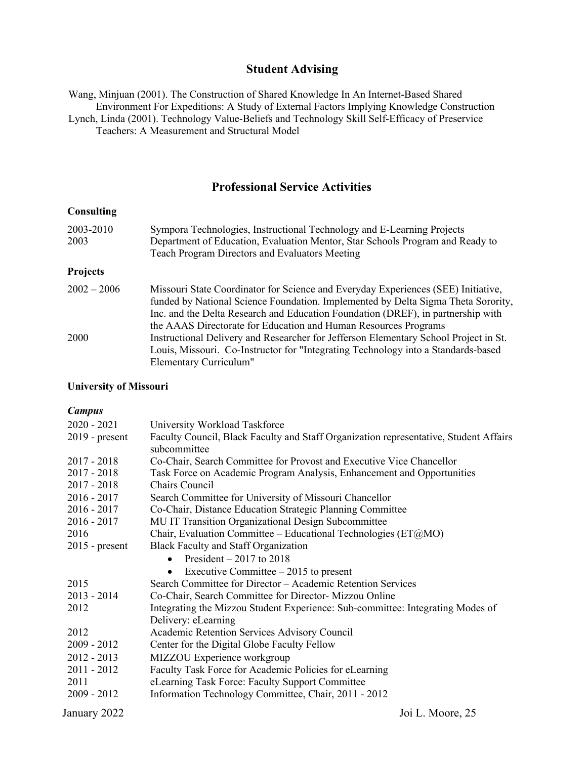## Student Advising

Wang, Minjuan (2001). The Construction of Shared Knowledge In An Internet-Based Shared Environment For Expeditions: A Study of External Factors Implying Knowledge Construction

Lynch, Linda (2001). Technology Value-Beliefs and Technology Skill Self-Efficacy of Preservice Teachers: A Measurement and Structural Model

## Professional Service Activities

### Consulting

| | |
|---|---|
| 2003-2010 | Sympora Technologies, Instructional Technology and E-Learning Projects |
| 2003 | Department of Education, Evaluation Mentor, Star Schools Program and Ready to Teach Program Directors and Evaluators Meeting |

### Projects

| | |
|---|---|
| 2002 – 2006 | Missouri State Coordinator for Science and Everyday Experiences (SEE) Initiative, funded by National Science Foundation. Implemented by Delta Sigma Theta Sorority, Inc. and the Delta Research and Education Foundation (DREF), in partnership with the AAAS Directorate for Education and Human Resources Programs |
| 2000 | Instructional Delivery and Researcher for Jefferson Elementary School Project in St. Louis, Missouri. Co-Instructor for "Integrating Technology into a Standards-based Elementary Curriculum" |

### University of Missouri

#### *Campus*

| | |
|---|---|
| 2020 - 2021 | University Workload Taskforce |
| 2019 - present | Faculty Council, Black Faculty and Staff Organization representative, Student Affairs subcommittee |
| 2017 - 2018 | Co-Chair, Search Committee for Provost and Executive Vice Chancellor |
| 2017 - 2018 | Task Force on Academic Program Analysis, Enhancement and Opportunities |
| 2017 - 2018 | Chairs Council |
| 2016 - 2017 | Search Committee for University of Missouri Chancellor |
| 2016 - 2017 | Co-Chair, Distance Education Strategic Planning Committee |
| 2016 - 2017 | MU IT Transition Organizational Design Subcommittee |
| 2016 | Chair, Evaluation Committee – Educational Technologies (ET@MO) |
| 2015 - present | Black Faculty and Staff Organization<br>• President – 2017 to 2018<br>• Executive Committee – 2015 to present |
| 2015 | Search Committee for Director – Academic Retention Services |
| 2013 - 2014 | Co-Chair, Search Committee for Director- Mizzou Online |
| 2012 | Integrating the Mizzou Student Experience: Sub-committee: Integrating Modes of Delivery: eLearning |
| 2012 | Academic Retention Services Advisory Council |
| 2009 - 2012 | Center for the Digital Globe Faculty Fellow |
| 2012 - 2013 | MIZZOU Experience workgroup |
| 2011 - 2012 | Faculty Task Force for Academic Policies for eLearning |
| 2011 | eLearning Task Force: Faculty Support Committee |
| 2009 - 2012 | Information Technology Committee, Chair, 2011 - 2012 |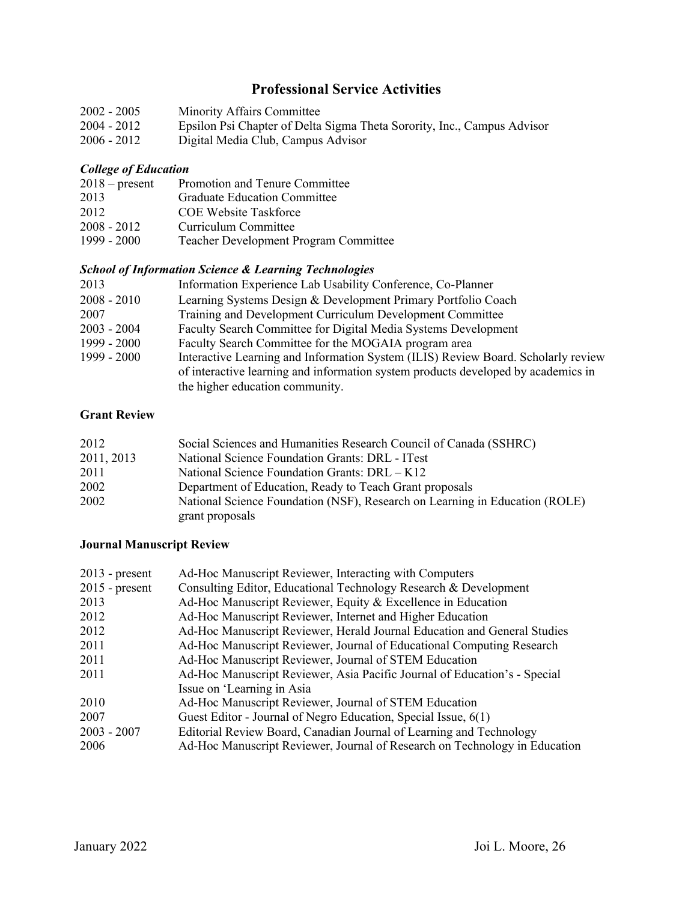## Professional Service Activities

| | |
|---|---|
| 2002 - 2005 | Minority Affairs Committee |
| 2004 - 2012 | Epsilon Psi Chapter of Delta Sigma Theta Sorority, Inc., Campus Advisor |
| 2006 - 2012 | Digital Media Club, Campus Advisor |

***College of Education***

| | |
|---|---|
| 2018 – present | Promotion and Tenure Committee |
| 2013 | Graduate Education Committee |
| 2012 | COE Website Taskforce |
| 2008 - 2012 | Curriculum Committee |
| 1999 - 2000 | Teacher Development Program Committee |

***School of Information Science & Learning Technologies***

| | |
|---|---|
| 2013 | Information Experience Lab Usability Conference, Co-Planner |
| 2008 - 2010 | Learning Systems Design & Development Primary Portfolio Coach |
| 2007 | Training and Development Curriculum Development Committee |
| 2003 - 2004 | Faculty Search Committee for Digital Media Systems Development |
| 1999 - 2000 | Faculty Search Committee for the MOGAIA program area |
| 1999 - 2000 | Interactive Learning and Information System (ILIS) Review Board. Scholarly review of interactive learning and information system products developed by academics in the higher education community. |

**Grant Review**

| | |
|---|---|
| 2012 | Social Sciences and Humanities Research Council of Canada (SSHRC) |
| 2011, 2013 | National Science Foundation Grants: DRL - ITest |
| 2011 | National Science Foundation Grants: DRL – K12 |
| 2002 | Department of Education, Ready to Teach Grant proposals |
| 2002 | National Science Foundation (NSF), Research on Learning in Education (ROLE) grant proposals |

**Journal Manuscript Review**

| | |
|---|---|
| 2013 - present | Ad-Hoc Manuscript Reviewer, Interacting with Computers |
| 2015 - present | Consulting Editor, Educational Technology Research & Development |
| 2013 | Ad-Hoc Manuscript Reviewer, Equity & Excellence in Education |
| 2012 | Ad-Hoc Manuscript Reviewer, Internet and Higher Education |
| 2012 | Ad-Hoc Manuscript Reviewer, Herald Journal Education and General Studies |
| 2011 | Ad-Hoc Manuscript Reviewer, Journal of Educational Computing Research |
| 2011 | Ad-Hoc Manuscript Reviewer, Journal of STEM Education |
| 2011 | Ad-Hoc Manuscript Reviewer, Asia Pacific Journal of Education's - Special Issue on 'Learning in Asia |
| 2010 | Ad-Hoc Manuscript Reviewer, Journal of STEM Education |
| 2007 | Guest Editor - Journal of Negro Education, Special Issue, 6(1) |
| 2003 - 2007 | Editorial Review Board, Canadian Journal of Learning and Technology |
| 2006 | Ad-Hoc Manuscript Reviewer, Journal of Research on Technology in Education |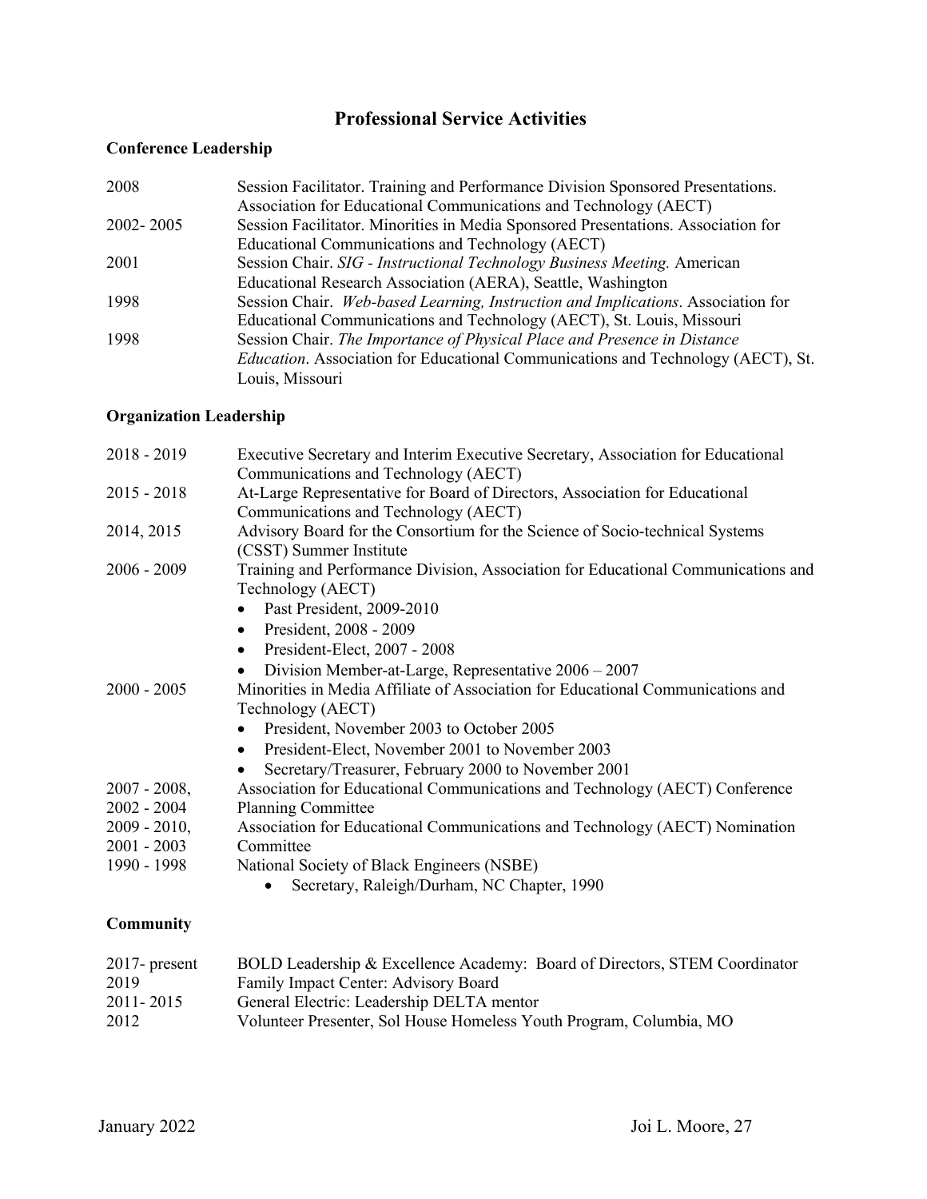## Professional Service Activities

### Conference Leadership

| | |
|---|---|
| 2008 | Session Facilitator. Training and Performance Division Sponsored Presentations. Association for Educational Communications and Technology (AECT) |
| 2002- 2005 | Session Facilitator. Minorities in Media Sponsored Presentations. Association for Educational Communications and Technology (AECT) |
| 2001 | Session Chair. *SIG - Instructional Technology Business Meeting.* American Educational Research Association (AERA), Seattle, Washington |
| 1998 | Session Chair. *Web-based Learning, Instruction and Implications*. Association for Educational Communications and Technology (AECT), St. Louis, Missouri |
| 1998 | Session Chair. *The Importance of Physical Place and Presence in Distance Education*. Association for Educational Communications and Technology (AECT), St. Louis, Missouri |

### Organization Leadership

| | |
|---|---|
| 2018 - 2019 | Executive Secretary and Interim Executive Secretary, Association for Educational Communications and Technology (AECT) |
| 2015 - 2018 | At-Large Representative for Board of Directors, Association for Educational Communications and Technology (AECT) |
| 2014, 2015 | Advisory Board for the Consortium for the Science of Socio-technical Systems (CSST) Summer Institute |
| 2006 - 2009 | Training and Performance Division, Association for Educational Communications and Technology (AECT)<br>• Past President, 2009-2010<br>• President, 2008 - 2009<br>• President-Elect, 2007 - 2008<br>• Division Member-at-Large, Representative 2006 – 2007 |
| 2000 - 2005 | Minorities in Media Affiliate of Association for Educational Communications and Technology (AECT)<br>• President, November 2003 to October 2005<br>• President-Elect, November 2001 to November 2003<br>• Secretary/Treasurer, February 2000 to November 2001 |
| 2007 - 2008, 2002 - 2004 | Association for Educational Communications and Technology (AECT) Conference Planning Committee |
| 2009 - 2010, 2001 - 2003 | Association for Educational Communications and Technology (AECT) Nomination Committee |
| 1990 - 1998 | National Society of Black Engineers (NSBE)<br>• Secretary, Raleigh/Durham, NC Chapter, 1990 |

### Community

| | |
|---|---|
| 2017- present | BOLD Leadership & Excellence Academy: Board of Directors, STEM Coordinator |
| 2019 | Family Impact Center: Advisory Board |
| 2011- 2015 | General Electric: Leadership DELTA mentor |
| 2012 | Volunteer Presenter, Sol House Homeless Youth Program, Columbia, MO |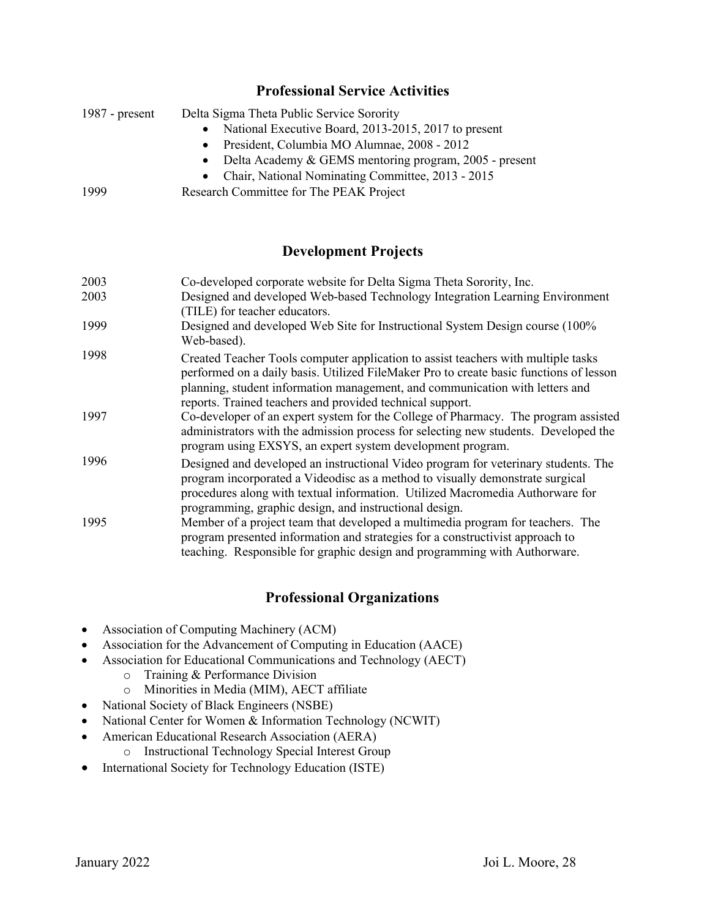## Professional Service Activities

| | |
|---|---|
| 1987 - present | Delta Sigma Theta Public Service Sorority<br>• National Executive Board, 2013-2015, 2017 to present<br>• President, Columbia MO Alumnae, 2008 - 2012<br>• Delta Academy & GEMS mentoring program, 2005 - present<br>• Chair, National Nominating Committee, 2013 - 2015 |
| 1999 | Research Committee for The PEAK Project |

## Development Projects

| | |
|---|---|
| 2003 | Co-developed corporate website for Delta Sigma Theta Sorority, Inc. |
| 2003 | Designed and developed Web-based Technology Integration Learning Environment (TILE) for teacher educators. |
| 1999 | Designed and developed Web Site for Instructional System Design course (100% Web-based). |
| 1998 | Created Teacher Tools computer application to assist teachers with multiple tasks performed on a daily basis. Utilized FileMaker Pro to create basic functions of lesson planning, student information management, and communication with letters and reports. Trained teachers and provided technical support. |
| 1997 | Co-developer of an expert system for the College of Pharmacy. The program assisted administrators with the admission process for selecting new students. Developed the program using EXSYS, an expert system development program. |
| 1996 | Designed and developed an instructional Video program for veterinary students. The program incorporated a Videodisc as a method to visually demonstrate surgical procedures along with textual information. Utilized Macromedia Authorware for programming, graphic design, and instructional design. |
| 1995 | Member of a project team that developed a multimedia program for teachers. The program presented information and strategies for a constructivist approach to teaching. Responsible for graphic design and programming with Authorware. |

## Professional Organizations

- Association of Computing Machinery (ACM)
- Association for the Advancement of Computing in Education (AACE)
- Association for Educational Communications and Technology (AECT)
  - Training & Performance Division
  - Minorities in Media (MIM), AECT affiliate
- National Society of Black Engineers (NSBE)
- National Center for Women & Information Technology (NCWIT)
- American Educational Research Association (AERA)
  - Instructional Technology Special Interest Group
- International Society for Technology Education (ISTE)